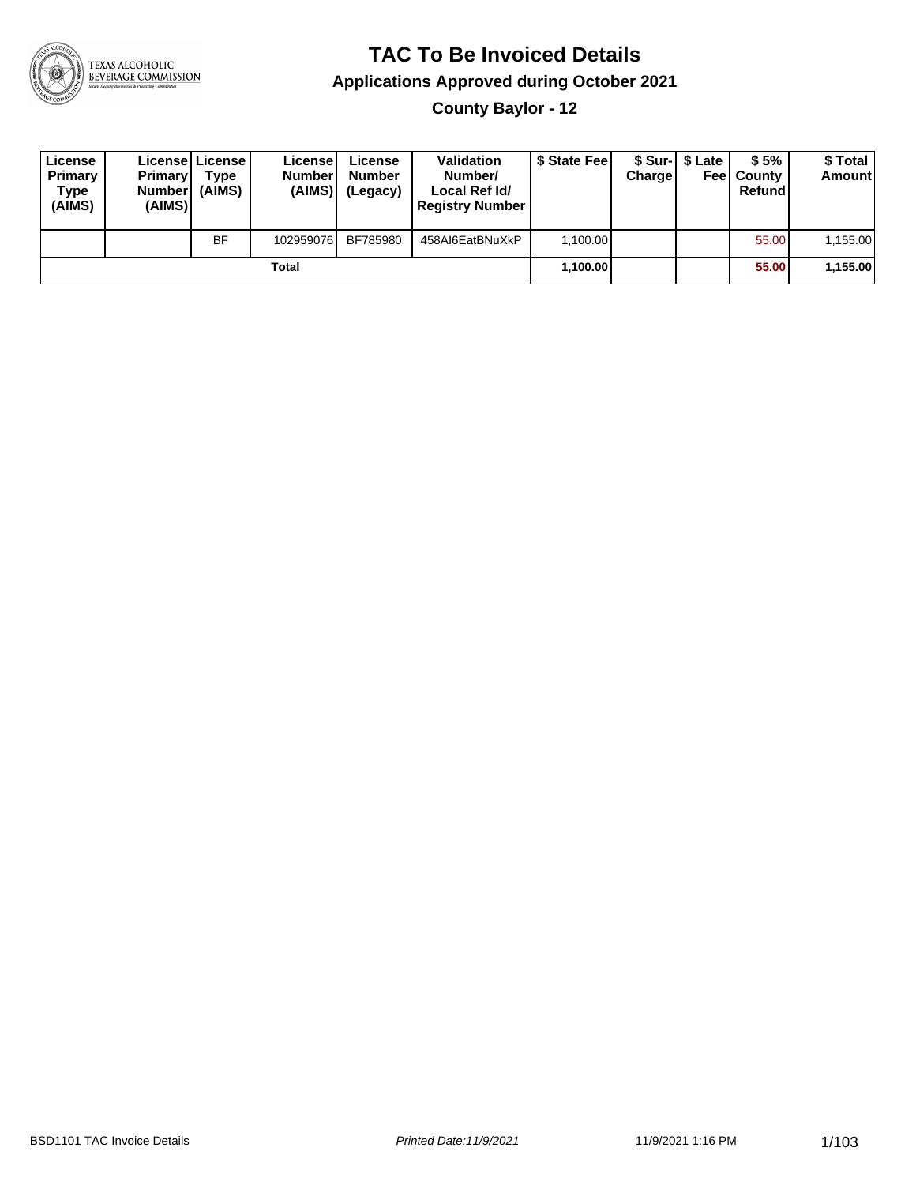# TAC To Be Invoiced Details

## Applications Approved during October 2021

### County Baylor - 12

| License Primary Type (AIMS) | License Primary Number (AIMS) | License Type (AIMS) | License Number (AIMS) | License Number (Legacy) | Validation Number/ Local Ref Id/ Registry Number | $ State Fee | $ Sur-Charge | $ Late Fee | $ 5% County Refund | $ Total Amount |
|---|---|---|---|---|---|---|---|---|---|---|
| | | BF | 102959076 | BF785980 | 458AI6EatBNuXkP | 1,100.00 | | | 55.00 | 1,155.00 |
| | | | | **Total** | | **1,100.00** | | | **55.00** | **1,155.00** |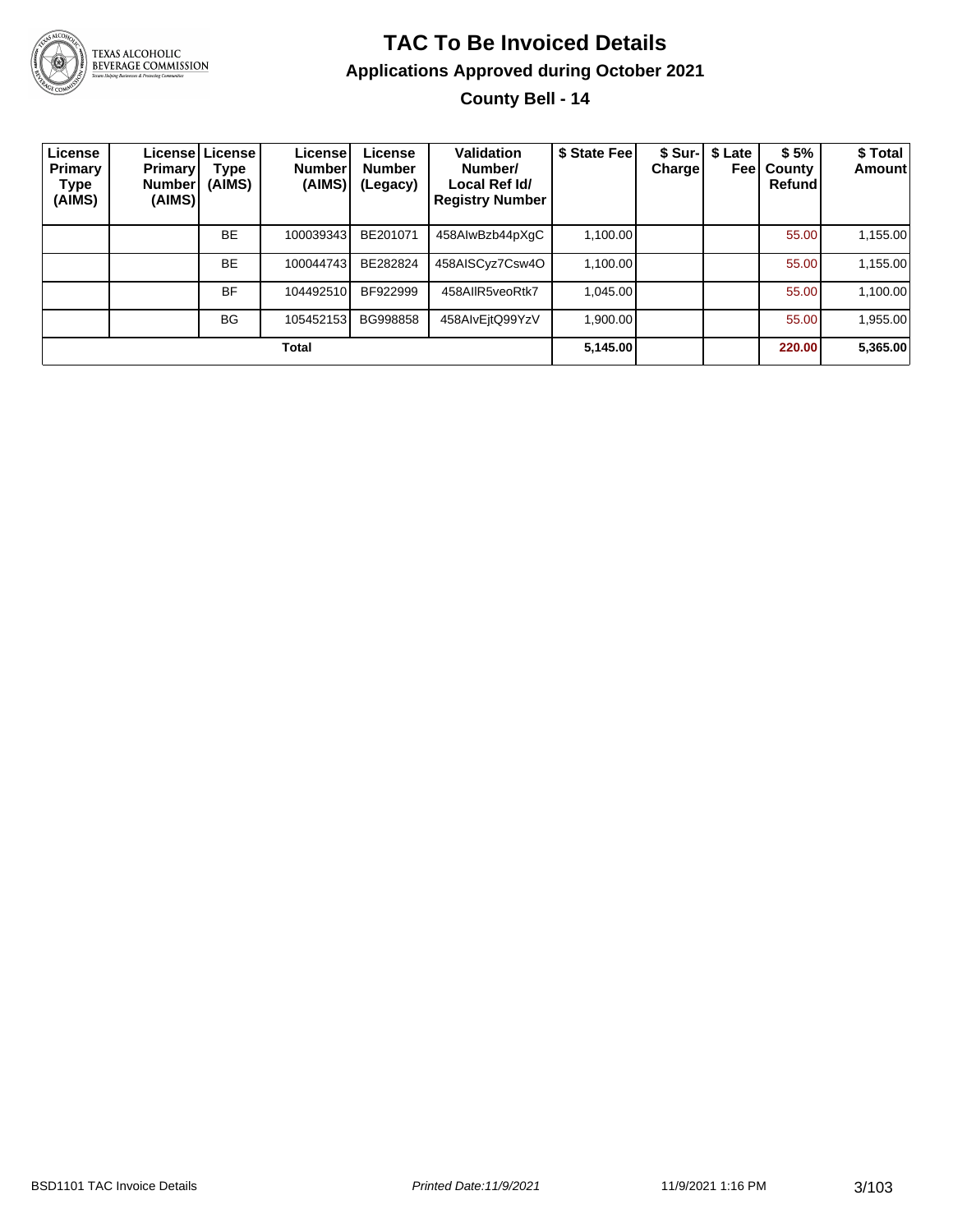# TAC To Be Invoiced Details

## Applications Approved during October 2021

### County Bell - 14

| License Primary Type (AIMS) | License Primary Number (AIMS) | License Type (AIMS) | License Number (AIMS) | License Number (Legacy) | Validation Number/ Local Ref Id/ Registry Number | $ State Fee | $ Sur-Charge | $ Late Fee | $ 5% County Refund | $ Total Amount |
|---|---|---|---|---|---|---|---|---|---|---|
| | | BE | 100039343 | BE201071 | 458AIwBzb44pXgC | 1,100.00 | | | 55.00 | 1,155.00 |
| | | BE | 100044743 | BE282824 | 458AISCyz7Csw4O | 1,100.00 | | | 55.00 | 1,155.00 |
| | | BF | 104492510 | BF922999 | 458AIlR5veoRtk7 | 1,045.00 | | | 55.00 | 1,100.00 |
| | | BG | 105452153 | BG998858 | 458AIvEjtQ99YzV | 1,900.00 | | | 55.00 | 1,955.00 |
| **Total** | | | | | | **5,145.00** | | | **220.00** | **5,365.00** |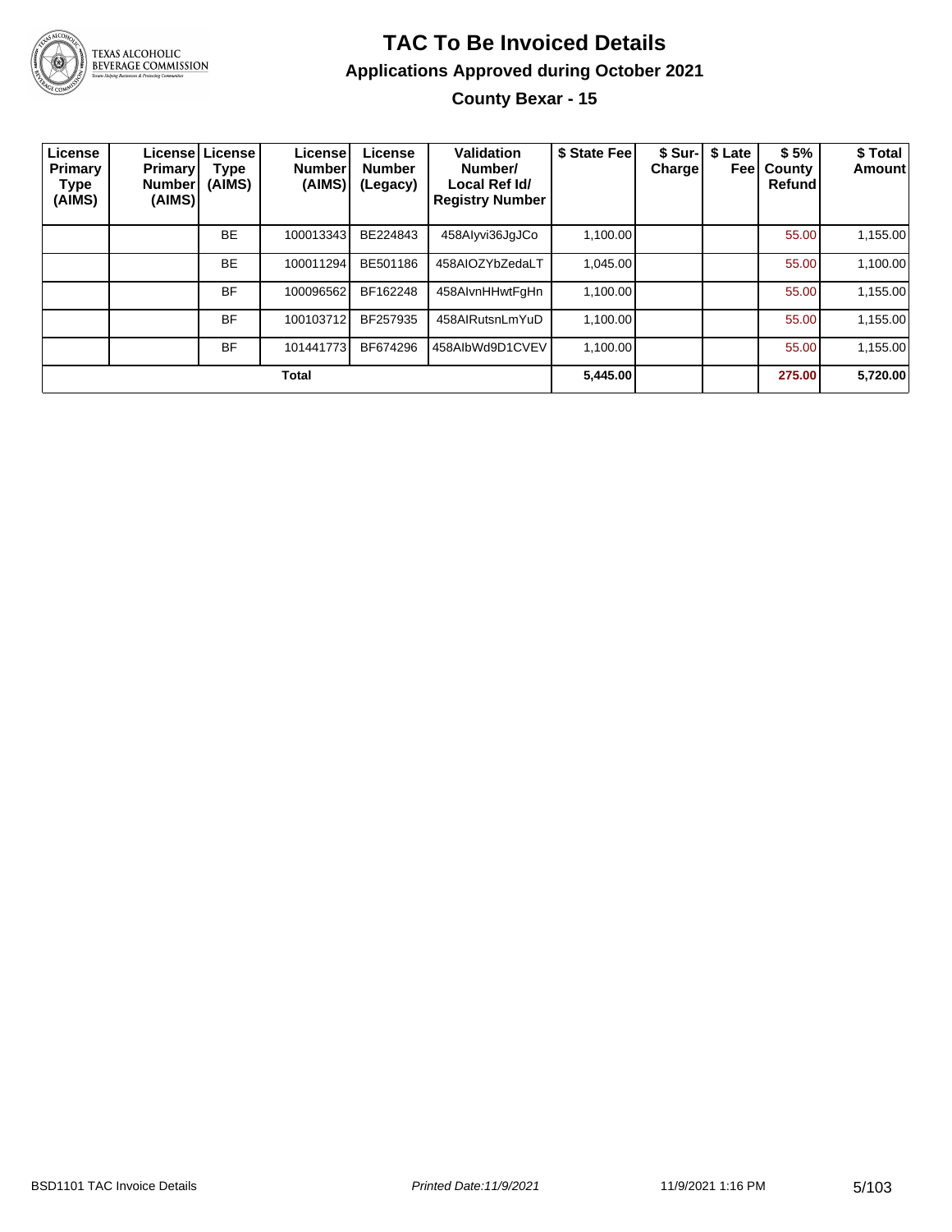# TAC To Be Invoiced Details

## Applications Approved during October 2021

### County Bexar - 15

| License Primary Type (AIMS) | License Primary Number (AIMS) | License Type (AIMS) | License Number (AIMS) | License Number (Legacy) | Validation Number/ Local Ref Id/ Registry Number | $ State Fee | $ Sur-Charge | $ Late Fee | $ 5% County Refund | $ Total Amount |
|---|---|---|---|---|---|---|---|---|---|---|
| | | BE | 100013343 | BE224843 | 458AIyvi36JgJCo | 1,100.00 | | | 55.00 | 1,155.00 |
| | | BE | 100011294 | BE501186 | 458AIOZYbZedaLT | 1,045.00 | | | 55.00 | 1,100.00 |
| | | BF | 100096562 | BF162248 | 458AIvnHHwtFgHn | 1,100.00 | | | 55.00 | 1,155.00 |
| | | BF | 100103712 | BF257935 | 458AIRutsnLmYuD | 1,100.00 | | | 55.00 | 1,155.00 |
| | | BF | 101441773 | BF674296 | 458AIbWd9D1CVEV | 1,100.00 | | | 55.00 | 1,155.00 |
| **Total** | | | | | | **5,445.00** | | | **275.00** | **5,720.00** |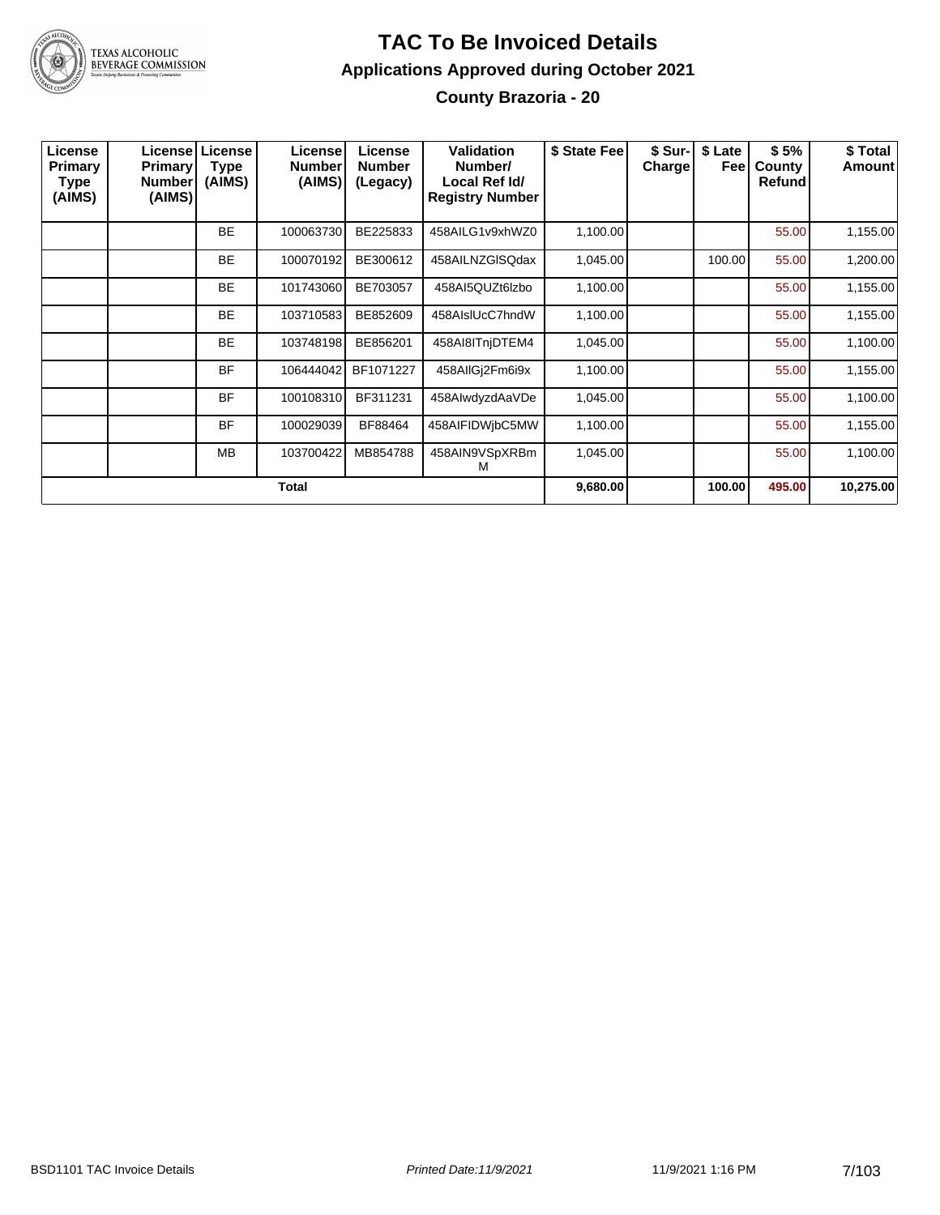# TAC To Be Invoiced Details

## Applications Approved during October 2021

### County Brazoria - 20

| License Primary Type (AIMS) | License Primary Number (AIMS) | License Type (AIMS) | License Number (AIMS) | License Number (Legacy) | Validation Number/ Local Ref Id/ Registry Number | $ State Fee | $ Sur-Charge | $ Late Fee | $ 5% County Refund | $ Total Amount |
|---|---|---|---|---|---|---|---|---|---|---|
| | | BE | 100063730 | BE225833 | 458AILG1v9xhWZ0 | 1,100.00 | | | 55.00 | 1,155.00 |
| | | BE | 100070192 | BE300612 | 458AILNZGlSQdax | 1,045.00 | | 100.00 | 55.00 | 1,200.00 |
| | | BE | 101743060 | BE703057 | 458AI5QUZt6lzbo | 1,100.00 | | | 55.00 | 1,155.00 |
| | | BE | 103710583 | BE852609 | 458AIslUcC7hndW | 1,100.00 | | | 55.00 | 1,155.00 |
| | | BE | 103748198 | BE856201 | 458AI8ITnjDTEM4 | 1,045.00 | | | 55.00 | 1,100.00 |
| | | BF | 106444042 | BF1071227 | 458AIlGj2Fm6i9x | 1,100.00 | | | 55.00 | 1,155.00 |
| | | BF | 100108310 | BF311231 | 458AIwdyzdAaVDe | 1,045.00 | | | 55.00 | 1,100.00 |
| | | BF | 100029039 | BF88464 | 458AIFIDWjbC5MW | 1,100.00 | | | 55.00 | 1,155.00 |
| | | MB | 103700422 | MB854788 | 458AIN9VSpXRBmM | 1,045.00 | | | 55.00 | 1,100.00 |
| **Total** | | | | | | **9,680.00** | | **100.00** | **495.00** | **10,275.00** |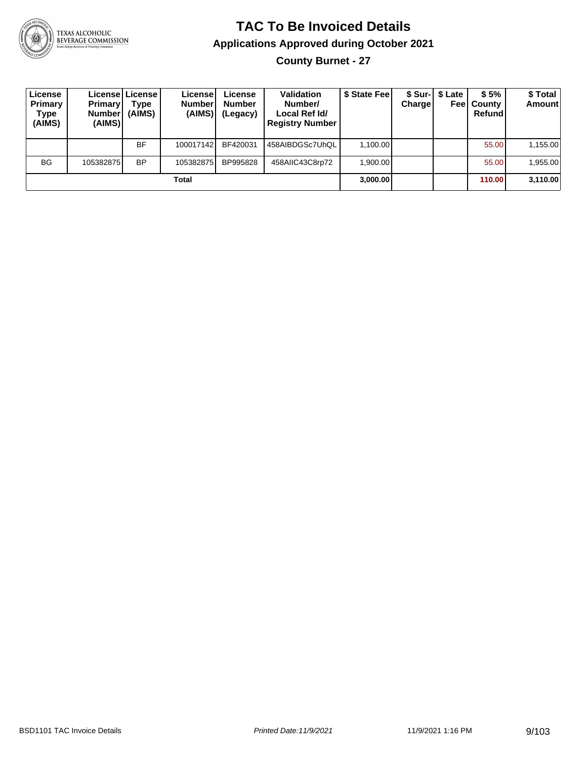# TAC To Be Invoiced Details

## Applications Approved during October 2021

### County Burnet - 27

| License Primary Type (AIMS) | License Primary Number (AIMS) | License Type (AIMS) | License Number (AIMS) | License Number (Legacy) | Validation Number/ Local Ref Id/ Registry Number | $ State Fee | $ Sur-Charge | $ Late Fee | $ 5% County Refund | $ Total Amount |
|---|---|---|---|---|---|---|---|---|---|---|
| | | BF | 100017142 | BF420031 | 458AIBDGSc7UhQL | 1,100.00 | | | 55.00 | 1,155.00 |
| BG | 105382875 | BP | 105382875 | BP995828 | 458AIIC43C8rp72 | 1,900.00 | | | 55.00 | 1,955.00 |
| | | | **Total** | | | **3,000.00** | | | **110.00** | **3,110.00** |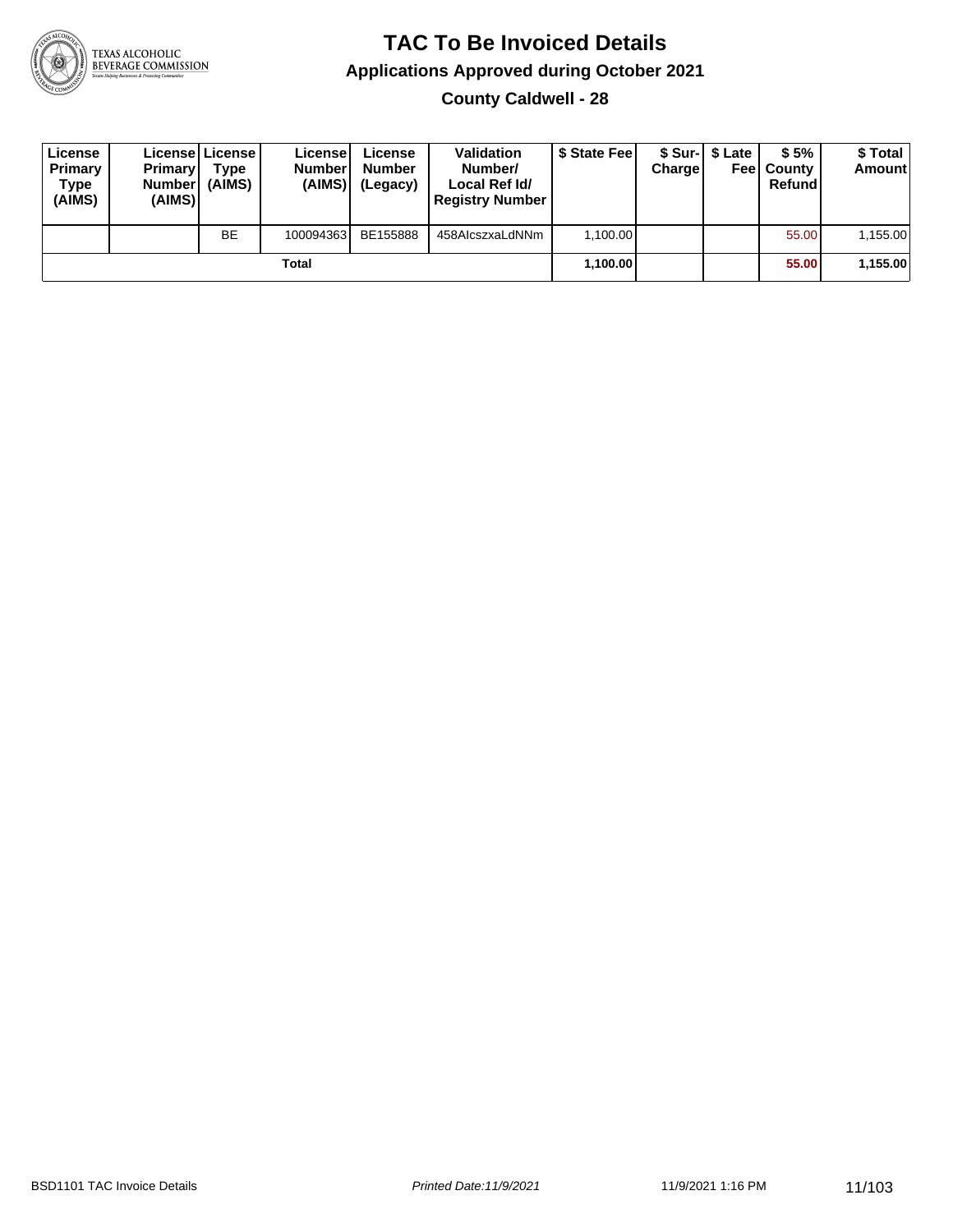# TAC To Be Invoiced Details

## Applications Approved during October 2021

### County Caldwell - 28

| License Primary Type (AIMS) | License Primary Number (AIMS) | License Type (AIMS) | License Number (AIMS) | License Number (Legacy) | Validation Number/ Local Ref Id/ Registry Number | $ State Fee | $ Sur-Charge | $ Late Fee | $ 5% County Refund | $ Total Amount |
|---|---|---|---|---|---|---|---|---|---|---|
| | | BE | 100094363 | BE155888 | 458AIcszxaLdNNm | 1,100.00 | | | 55.00 | 1,155.00 |
| **Total** | | | | | | **1,100.00** | | | **55.00** | **1,155.00** |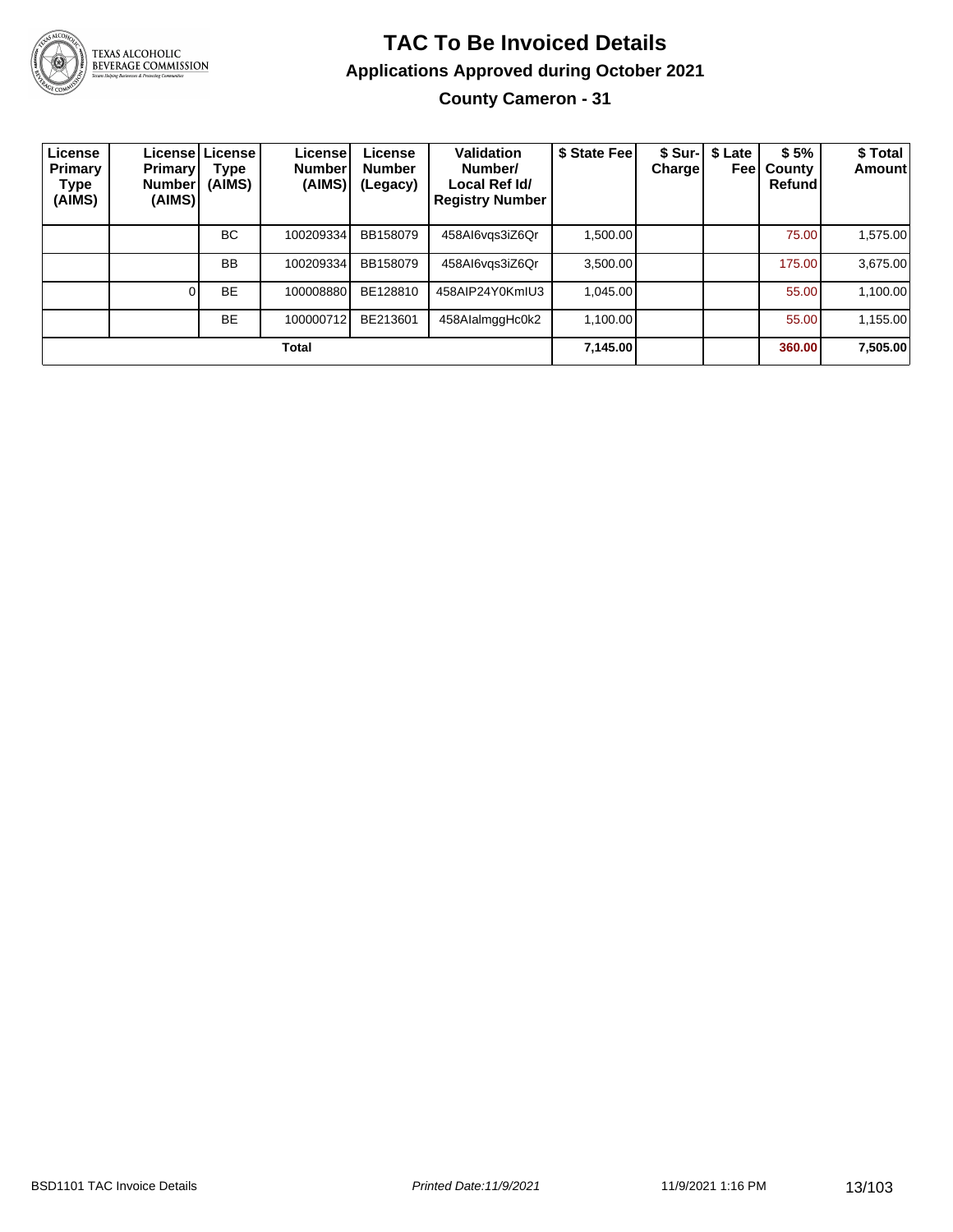# TAC To Be Invoiced Details

## Applications Approved during October 2021

### County Cameron - 31

| License Primary Type (AIMS) | License Primary Number (AIMS) | License Type (AIMS) | License Number (AIMS) | License Number (Legacy) | Validation Number/ Local Ref Id/ Registry Number | $ State Fee | $ Sur-Charge | $ Late Fee | $ 5% County Refund | $ Total Amount |
|---|---|---|---|---|---|---|---|---|---|---|
| | | BC | 100209334 | BB158079 | 458AI6vqs3iZ6Qr | 1,500.00 | | | 75.00 | 1,575.00 |
| | | BB | 100209334 | BB158079 | 458AI6vqs3iZ6Qr | 3,500.00 | | | 175.00 | 3,675.00 |
| | 0 | BE | 100008880 | BE128810 | 458AIP24Y0KmIU3 | 1,045.00 | | | 55.00 | 1,100.00 |
| | | BE | 100000712 | BE213601 | 458AIalmggHc0k2 | 1,100.00 | | | 55.00 | 1,155.00 |
| Total | | | | | | 7,145.00 | | | 360.00 | 7,505.00 |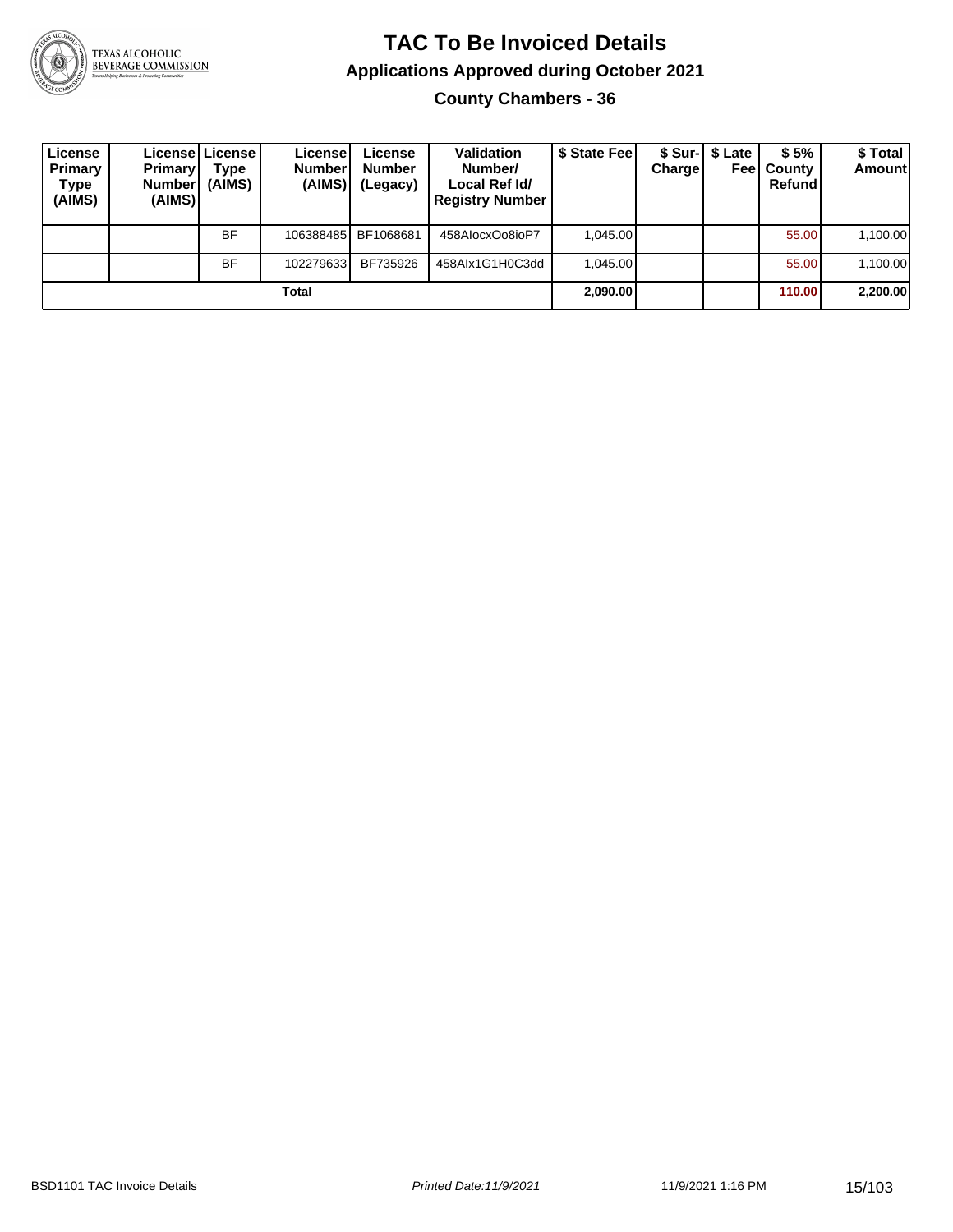# TAC To Be Invoiced Details

## Applications Approved during October 2021

### County Chambers - 36

| License Primary Type (AIMS) | License Primary Number (AIMS) | License Type (AIMS) | License Number (AIMS) | License Number (Legacy) | Validation Number/ Local Ref Id/ Registry Number | $ State Fee | $ Sur-Charge | $ Late Fee | $ 5% County Refund | $ Total Amount |
|---|---|---|---|---|---|---|---|---|---|---|
| | | BF | 106388485 | BF1068681 | 458AlocxOo8ioP7 | 1,045.00 | | | 55.00 | 1,100.00 |
| | | BF | 102279633 | BF735926 | 458AIx1G1H0C3dd | 1,045.00 | | | 55.00 | 1,100.00 |
| **Total** | | | | | | **2,090.00** | | | **110.00** | **2,200.00** |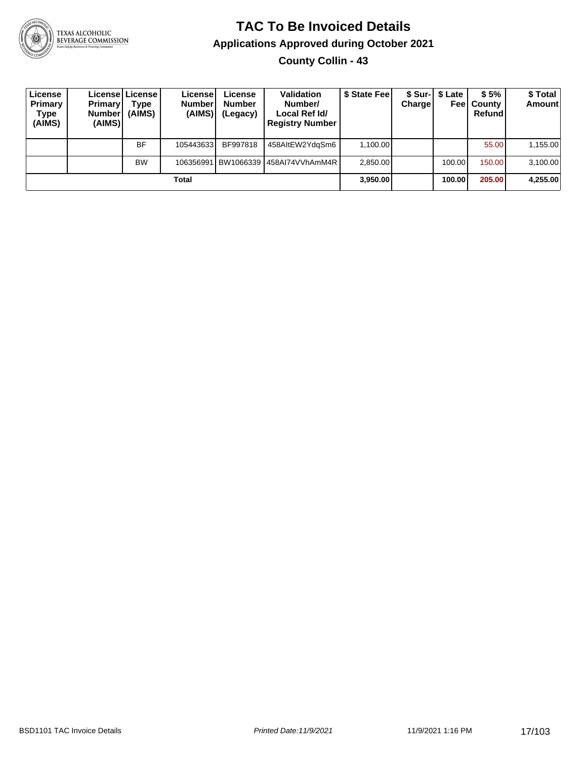# TAC To Be Invoiced Details

## Applications Approved during October 2021

### County Collin - 43

| License Primary Type (AIMS) | License Primary Number (AIMS) | License Type (AIMS) | License Number (AIMS) | License Number (Legacy) | Validation Number/ Local Ref Id/ Registry Number | $ State Fee | $ Sur-Charge | $ Late Fee | $ 5% County Refund | $ Total Amount |
|---|---|---|---|---|---|---|---|---|---|---|
| | | BF | 105443633 | BF997818 | 458AItEW2YdqSm6 | 1,100.00 | | | 55.00 | 1,155.00 |
| | | BW | 106356991 | BW1066339 | 458AI74VVhAmM4R | 2,850.00 | | 100.00 | 150.00 | 3,100.00 |
| **Total** | | | | | | **3,950.00** | | **100.00** | **205.00** | **4,255.00** |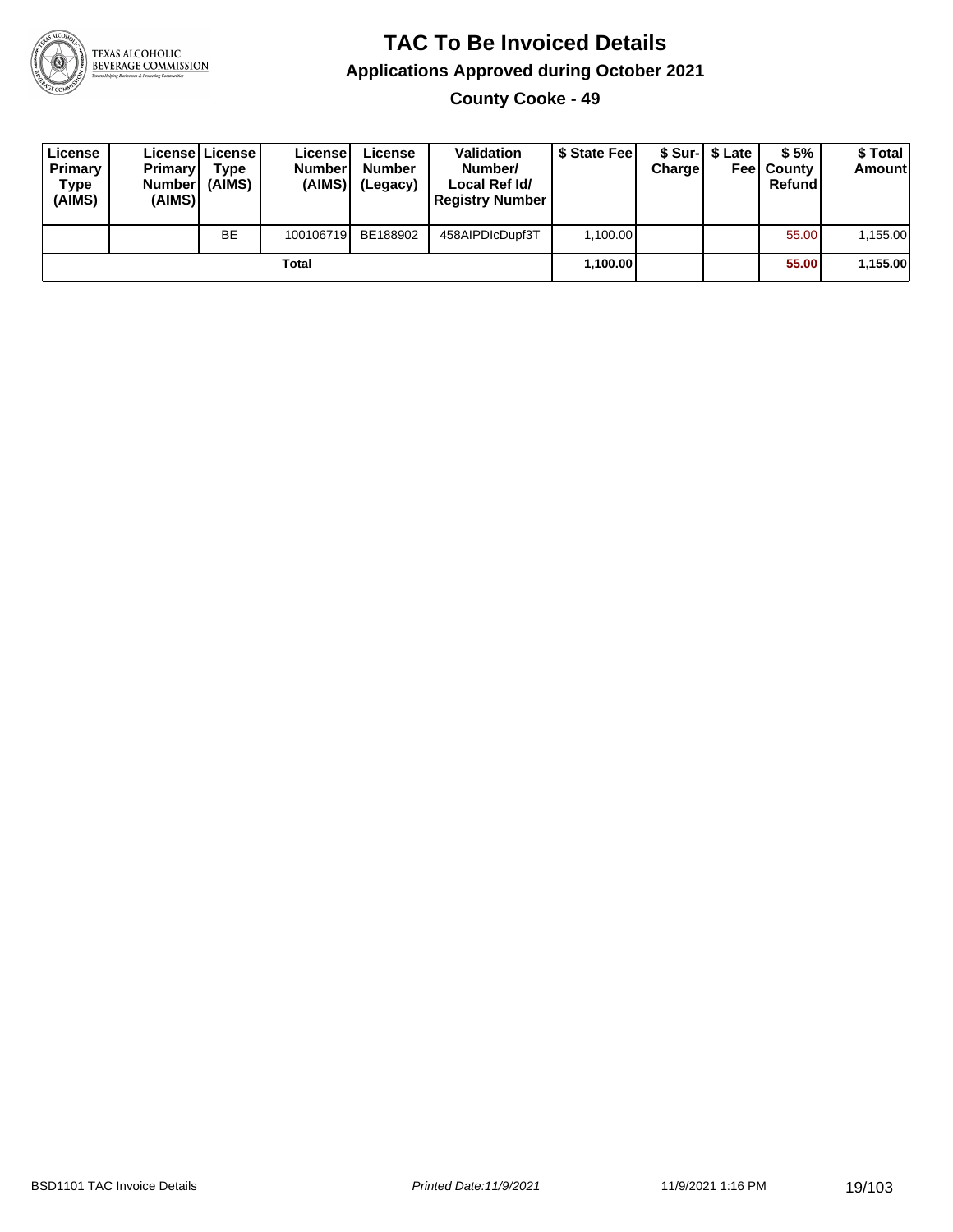# TAC To Be Invoiced Details

## Applications Approved during October 2021

### County Cooke - 49

| License Primary Type (AIMS) | License Primary Number (AIMS) | License Type (AIMS) | License Number (AIMS) | License Number (Legacy) | Validation Number/ Local Ref Id/ Registry Number | $ State Fee | $ Sur-Charge | $ Late Fee | $ 5% County Refund | $ Total Amount |
|---|---|---|---|---|---|---|---|---|---|---|
| | | BE | 100106719 | BE188902 | 458AIPDIcDupf3T | 1,100.00 | | | 55.00 | 1,155.00 |
| | | | Total | | | **1,100.00** | | | **55.00** | **1,155.00** |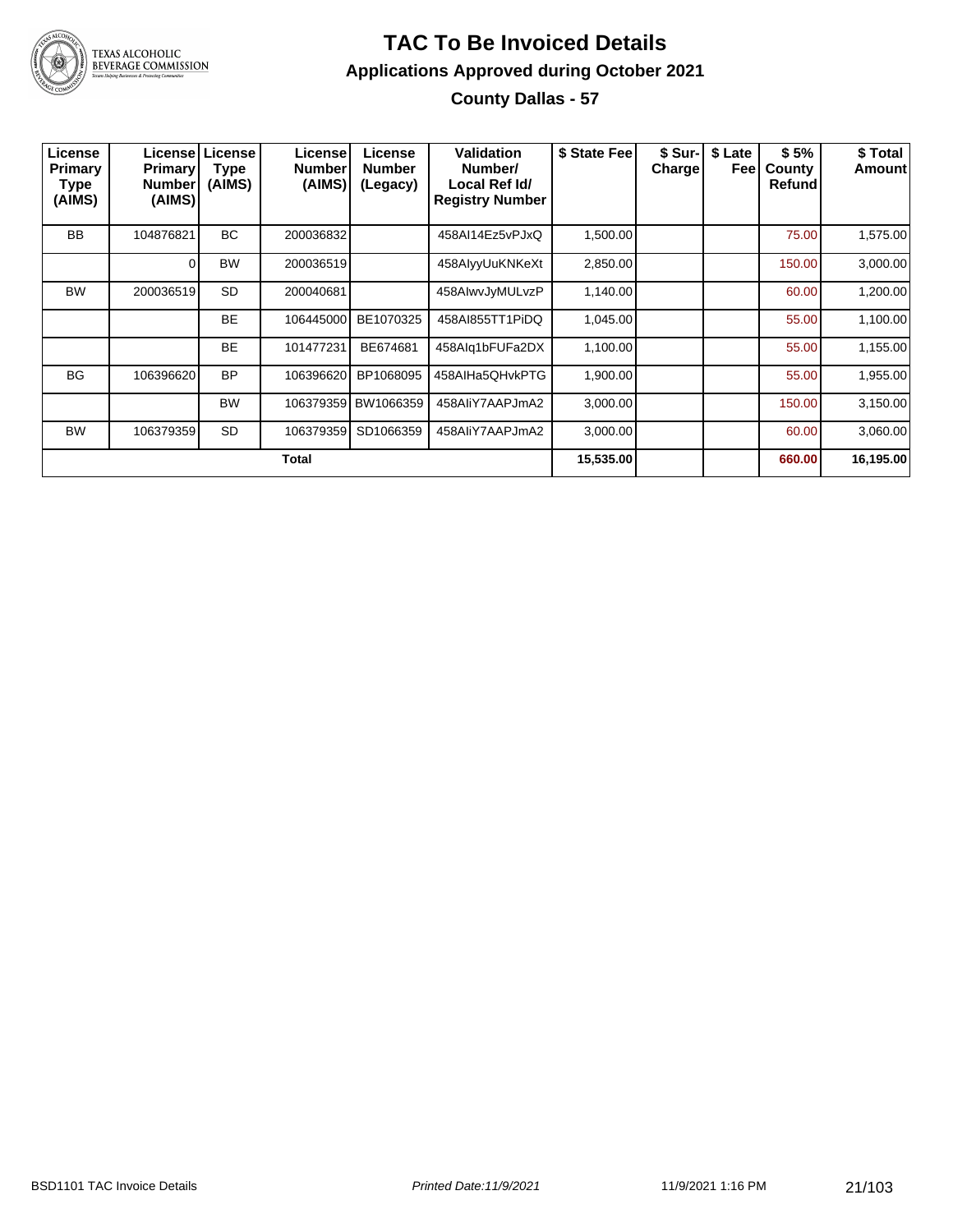# TAC To Be Invoiced Details

## Applications Approved during October 2021

### County Dallas - 57

| License Primary Type (AIMS) | License Primary Number (AIMS) | License Type (AIMS) | License Number (AIMS) | License Number (Legacy) | Validation Number/ Local Ref Id/ Registry Number | $ State Fee | $ Sur-Charge | $ Late Fee | $ 5% County Refund | $ Total Amount |
|---|---|---|---|---|---|---|---|---|---|---|
| BB | 104876821 | BC | 200036832 | | 458AI14Ez5vPJxQ | 1,500.00 | | | 75.00 | 1,575.00 |
| | 0 | BW | 200036519 | | 458AIyyUuKNKeXt | 2,850.00 | | | 150.00 | 3,000.00 |
| BW | 200036519 | SD | 200040681 | | 458AIwvJyMULvzP | 1,140.00 | | | 60.00 | 1,200.00 |
| | | BE | 106445000 | BE1070325 | 458AI855TT1PiDQ | 1,045.00 | | | 55.00 | 1,100.00 |
| | | BE | 101477231 | BE674681 | 458AIq1bFUFa2DX | 1,100.00 | | | 55.00 | 1,155.00 |
| BG | 106396620 | BP | 106396620 | BP1068095 | 458AIHa5QHvkPTG | 1,900.00 | | | 55.00 | 1,955.00 |
| | | BW | 106379359 | BW1066359 | 458AIiY7AAPJmA2 | 3,000.00 | | | 150.00 | 3,150.00 |
| BW | 106379359 | SD | 106379359 | SD1066359 | 458AIiY7AAPJmA2 | 3,000.00 | | | 60.00 | 3,060.00 |
| | | | **Total** | | | **15,535.00** | | | **660.00** | **16,195.00** |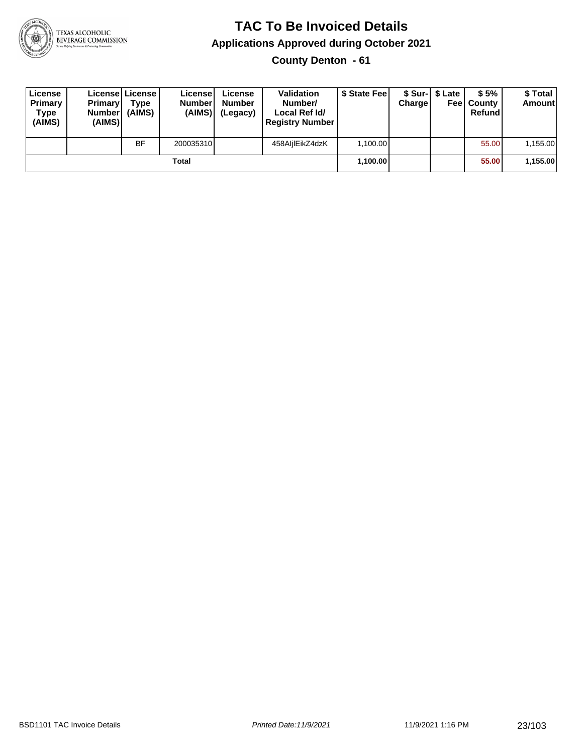# TAC To Be Invoiced Details

## Applications Approved during October 2021

### County Denton - 61

| License Primary Type (AIMS) | License Primary Number (AIMS) | License Type (AIMS) | License Number (AIMS) | License Number (Legacy) | Validation Number/ Local Ref Id/ Registry Number | $ State Fee | $ Sur-Charge | $ Late Fee | $ 5% County Refund | $ Total Amount |
|---|---|---|---|---|---|---|---|---|---|---|
| | | BF | 200035310 | | 458AljlEikZ4dzK | 1,100.00 | | | 55.00 | 1,155.00 |
| | | | Total | | | **1,100.00** | | | **55.00** | **1,155.00** |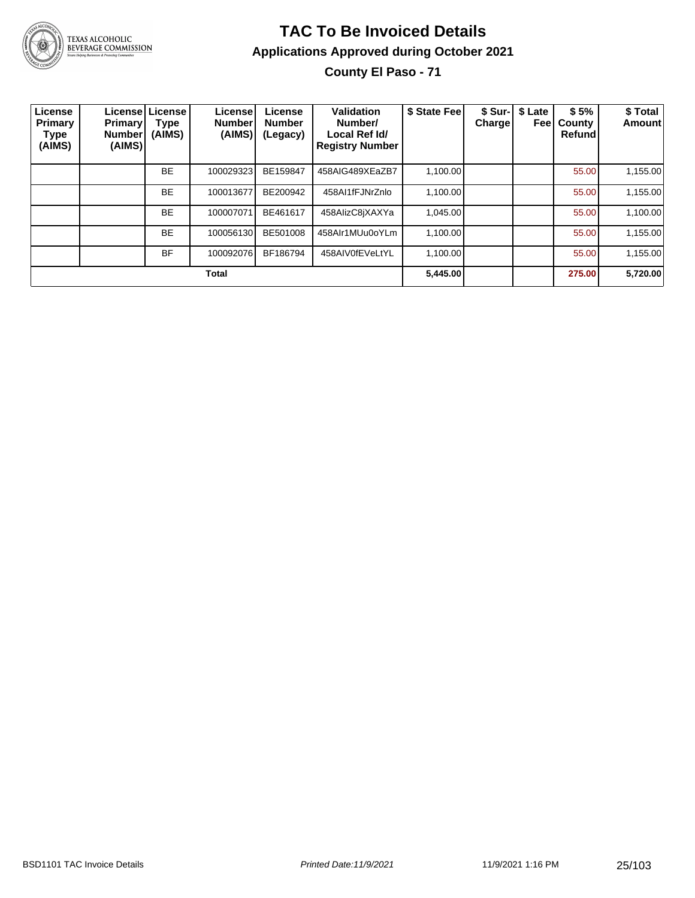# TAC To Be Invoiced Details

## Applications Approved during October 2021

### County El Paso - 71

| License Primary Type (AIMS) | License Primary Number (AIMS) | License Type (AIMS) | License Number (AIMS) | License Number (Legacy) | Validation Number/ Local Ref Id/ Registry Number | $ State Fee | $ Sur-Charge | $ Late Fee | $ 5% County Refund | $ Total Amount |
|---|---|---|---|---|---|---|---|---|---|---|
| | | BE | 100029323 | BE159847 | 458AIG489XEaZB7 | 1,100.00 | | | 55.00 | 1,155.00 |
| | | BE | 100013677 | BE200942 | 458AI1fFJNrZnlo | 1,100.00 | | | 55.00 | 1,155.00 |
| | | BE | 100007071 | BE461617 | 458AIizC8jXAXYa | 1,045.00 | | | 55.00 | 1,100.00 |
| | | BE | 100056130 | BE501008 | 458AIr1MUu0oYLm | 1,100.00 | | | 55.00 | 1,155.00 |
| | | BF | 100092076 | BF186794 | 458AIV0fEVeLtYL | 1,100.00 | | | 55.00 | 1,155.00 |
| **Total** | | | | | | **5,445.00** | | | **275.00** | **5,720.00** |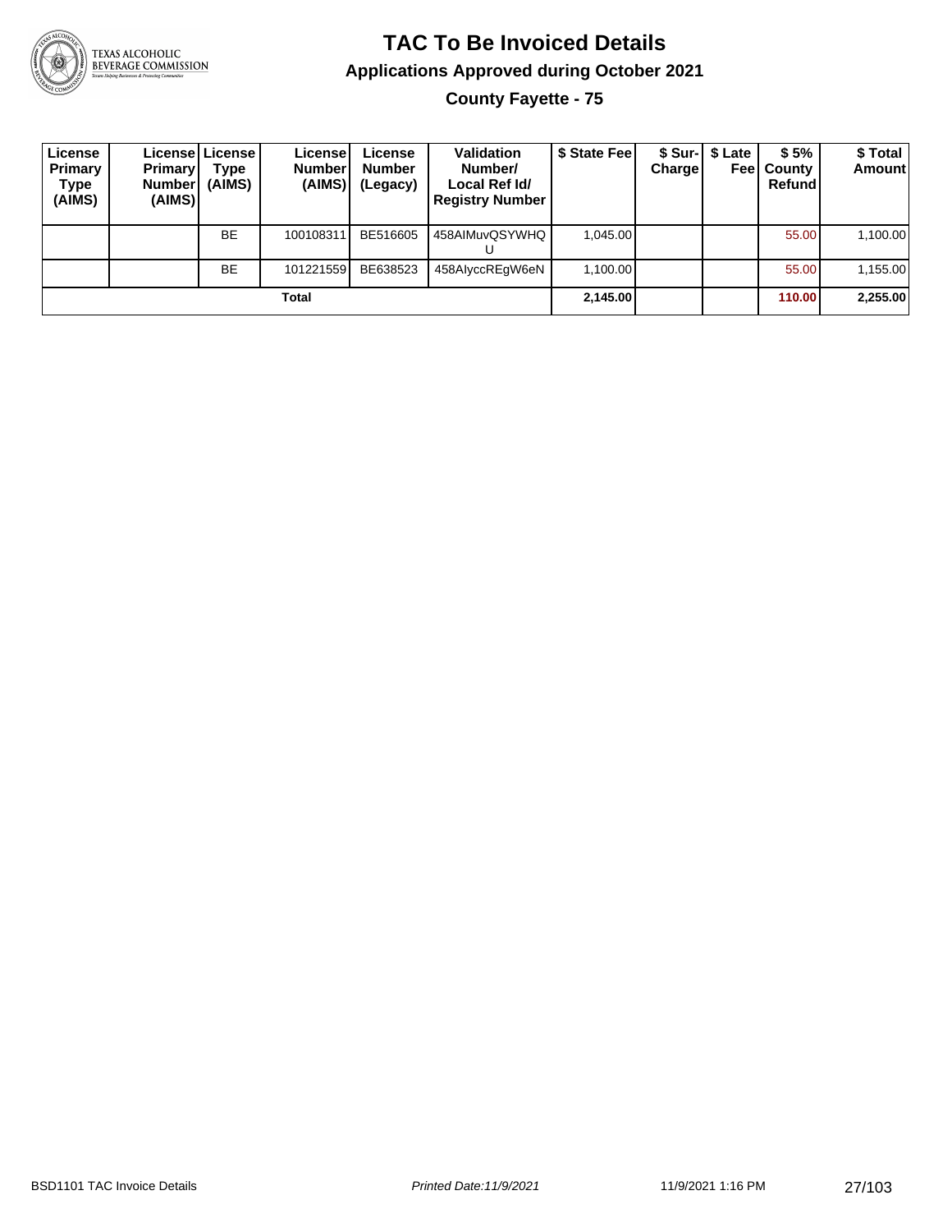# TAC To Be Invoiced Details

## Applications Approved during October 2021

### County Fayette - 75

| License Primary Type (AIMS) | License Primary Number (AIMS) | License Type (AIMS) | License Number (AIMS) | License Number (Legacy) | Validation Number/ Local Ref Id/ Registry Number | $ State Fee | $ Sur-Charge | $ Late Fee | $ 5% County Refund | $ Total Amount |
|---|---|---|---|---|---|---|---|---|---|---|
| | | BE | 100108311 | BE516605 | 458AIMuvQSYWHQU | 1,045.00 | | | 55.00 | 1,100.00 |
| | | BE | 101221559 | BE638523 | 458AlyccREgW6eN | 1,100.00 | | | 55.00 | 1,155.00 |
| Total | | | | | | 2,145.00 | | | 110.00 | 2,255.00 |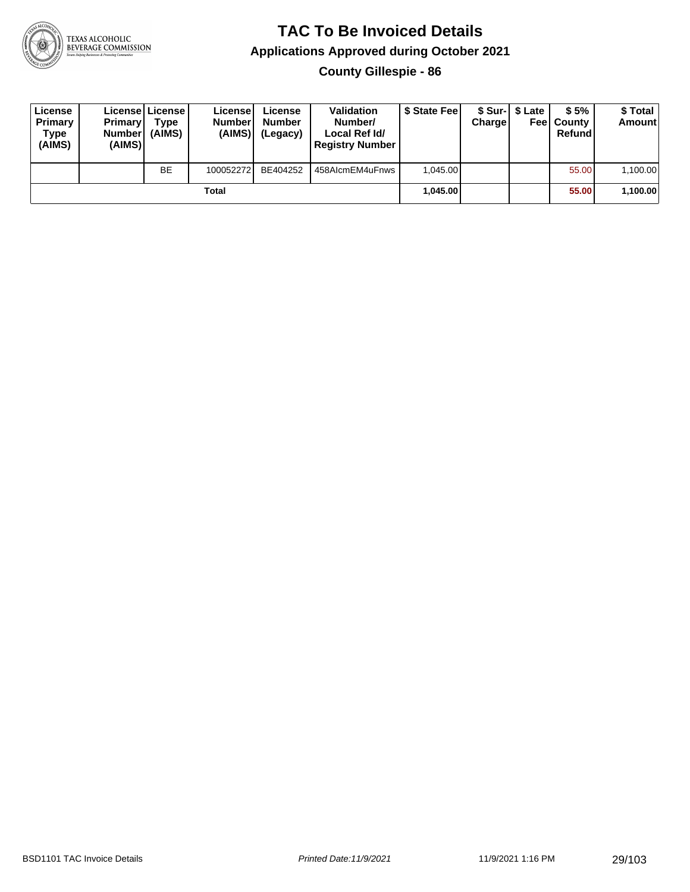# TAC To Be Invoiced Details

## Applications Approved during October 2021

### County Gillespie - 86

| License Primary Type (AIMS) | License Primary Number (AIMS) | License Type (AIMS) | License Number (AIMS) | License Number (Legacy) | Validation Number/ Local Ref Id/ Registry Number | $ State Fee | $ Sur-Charge | $ Late Fee | $ 5% County Refund | $ Total Amount |
|---|---|---|---|---|---|---|---|---|---|---|
| | | BE | 100052272 | BE404252 | 458AlcmEM4uFnws | 1,045.00 | | | 55.00 | 1,100.00 |
| | | | Total | | | **1,045.00** | | | **55.00** | **1,100.00** |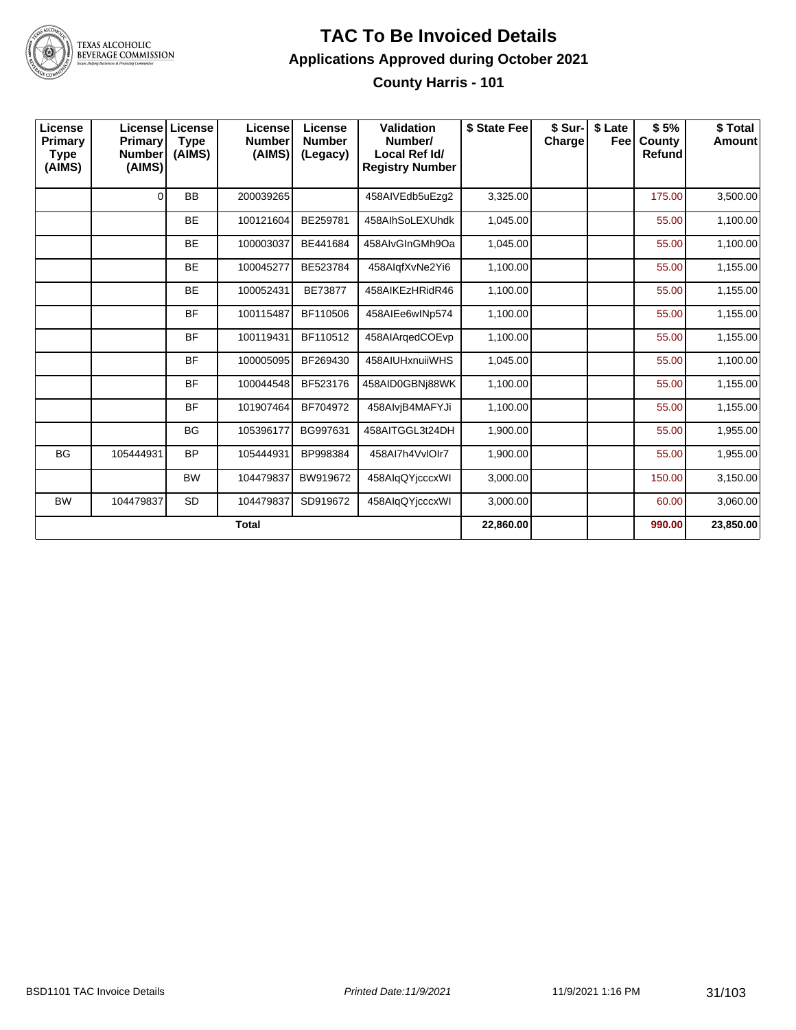# TAC To Be Invoiced Details

## Applications Approved during October 2021

### County Harris - 101

| License Primary Type (AIMS) | License Primary Number (AIMS) | License Type (AIMS) | License Number (AIMS) | License Number (Legacy) | Validation Number/ Local Ref Id/ Registry Number | $ State Fee | $ Sur-Charge | $ Late Fee | $ 5% County Refund | $ Total Amount |
|---|---|---|---|---|---|---|---|---|---|---|
| | 0 | BB | 200039265 | | 458AIVEdb5uEzg2 | 3,325.00 | | | 175.00 | 3,500.00 |
| | | BE | 100121604 | BE259781 | 458AIhSoLEXUhdk | 1,045.00 | | | 55.00 | 1,100.00 |
| | | BE | 100003037 | BE441684 | 458AIvGInGMh9Oa | 1,045.00 | | | 55.00 | 1,100.00 |
| | | BE | 100045277 | BE523784 | 458AIqfXvNe2Yi6 | 1,100.00 | | | 55.00 | 1,155.00 |
| | | BE | 100052431 | BE73877 | 458AIKEzHRidR46 | 1,100.00 | | | 55.00 | 1,155.00 |
| | | BF | 100115487 | BF110506 | 458AIEe6wINp574 | 1,100.00 | | | 55.00 | 1,155.00 |
| | | BF | 100119431 | BF110512 | 458AIArqedCOEvp | 1,100.00 | | | 55.00 | 1,155.00 |
| | | BF | 100005095 | BF269430 | 458AIUHxnuiiWHS | 1,045.00 | | | 55.00 | 1,100.00 |
| | | BF | 100044548 | BF523176 | 458AID0GBNj88WK | 1,100.00 | | | 55.00 | 1,155.00 |
| | | BF | 101907464 | BF704972 | 458AIvjB4MAFYJi | 1,100.00 | | | 55.00 | 1,155.00 |
| | | BG | 105396177 | BG997631 | 458AITGGL3t24DH | 1,900.00 | | | 55.00 | 1,955.00 |
| BG | 105444931 | BP | 105444931 | BP998384 | 458AI7h4VvlOIr7 | 1,900.00 | | | 55.00 | 1,955.00 |
| | | BW | 104479837 | BW919672 | 458AIqQYjcccxWI | 3,000.00 | | | 150.00 | 3,150.00 |
| BW | 104479837 | SD | 104479837 | SD919672 | 458AIqQYjcccxWI | 3,000.00 | | | 60.00 | 3,060.00 |
| | | | **Total** | | | **22,860.00** | | | **990.00** | **23,850.00** |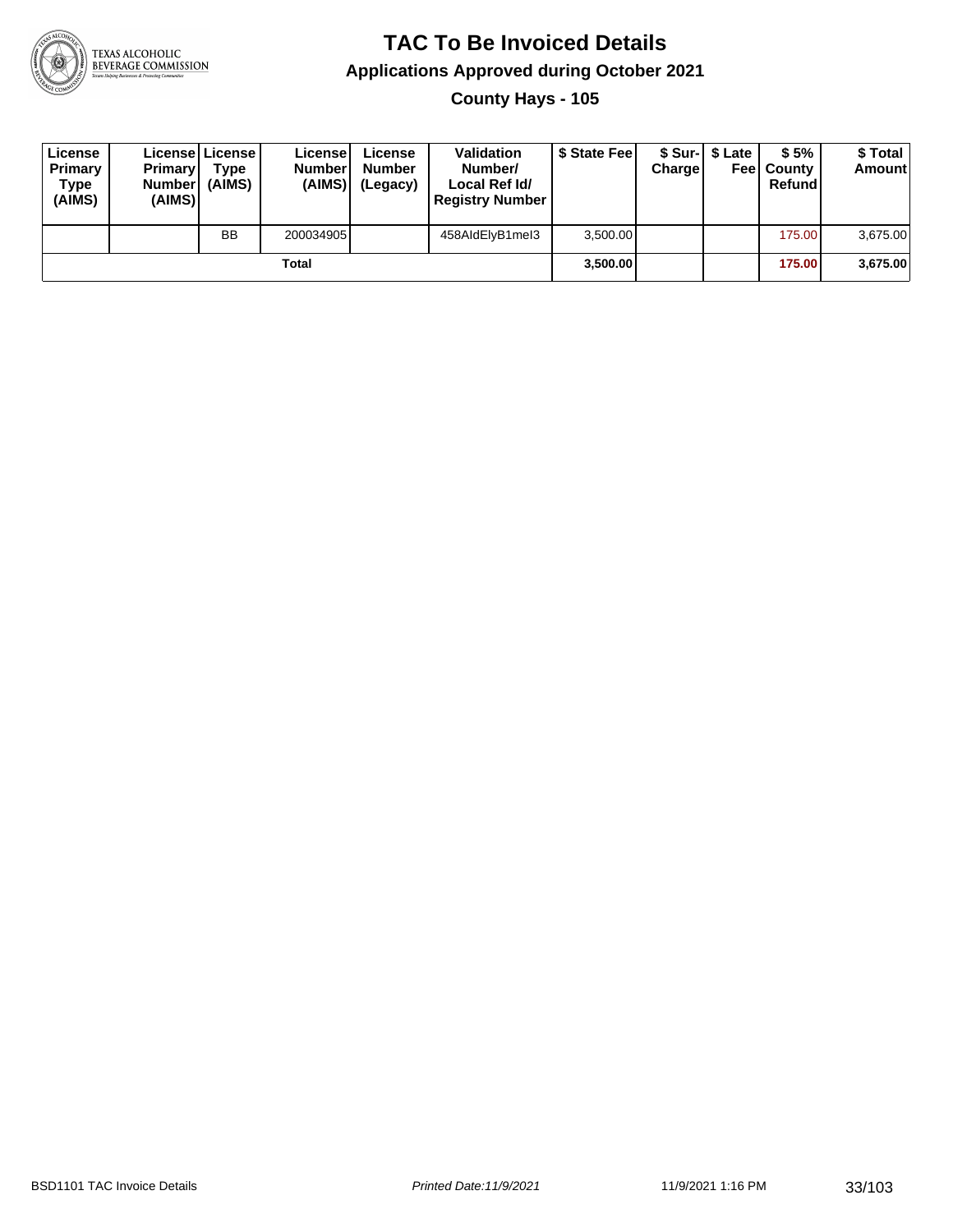# TAC To Be Invoiced Details

## Applications Approved during October 2021

### County Hays - 105

| License Primary Type (AIMS) | License Primary Number (AIMS) | License Type (AIMS) | License Number (AIMS) | License Number (Legacy) | Validation Number/ Local Ref Id/ Registry Number | $ State Fee | $ Sur-Charge | $ Late Fee | $ 5% County Refund | $ Total Amount |
|---|---|---|---|---|---|---|---|---|---|---|
| | | BB | 200034905 | | 458AldElyB1mel3 | 3,500.00 | | | 175.00 | 3,675.00 |
| | | | **Total** | | | **3,500.00** | | | **175.00** | **3,675.00** |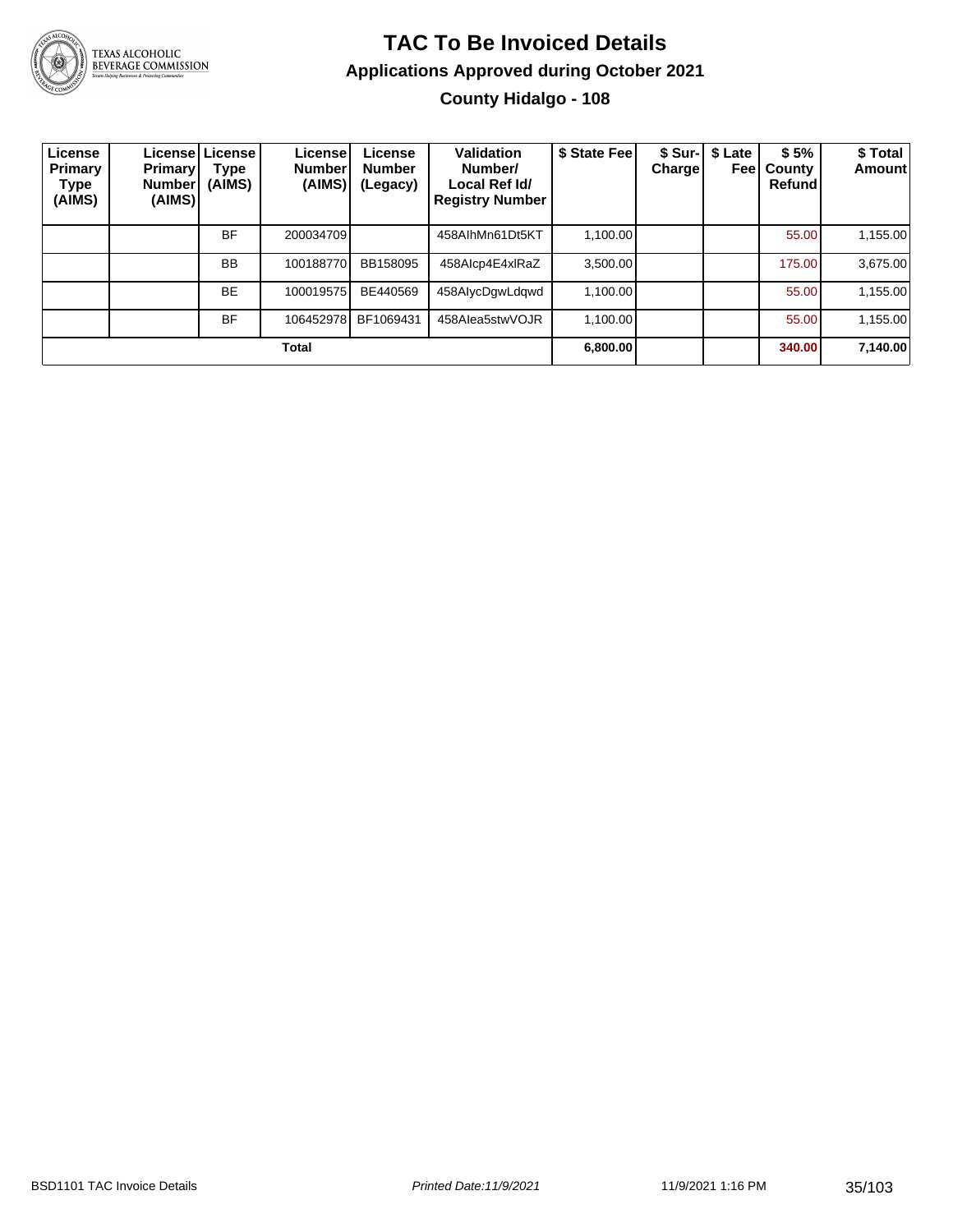# TAC To Be Invoiced Details

## Applications Approved during October 2021

### County Hidalgo - 108

| License Primary Type (AIMS) | License Primary Number (AIMS) | License Type (AIMS) | License Number (AIMS) | License Number (Legacy) | Validation Number/ Local Ref Id/ Registry Number | $ State Fee | $ Sur-Charge | $ Late Fee | $ 5% County Refund | $ Total Amount |
|---|---|---|---|---|---|---|---|---|---|---|
| | | BF | 200034709 | | 458AIhMn61Dt5KT | 1,100.00 | | | 55.00 | 1,155.00 |
| | | BB | 100188770 | BB158095 | 458AIcp4E4xlRaZ | 3,500.00 | | | 175.00 | 3,675.00 |
| | | BE | 100019575 | BE440569 | 458AIycDgwLdqwd | 1,100.00 | | | 55.00 | 1,155.00 |
| | | BF | 106452978 | BF1069431 | 458AIea5stwVOJR | 1,100.00 | | | 55.00 | 1,155.00 |
| **Total** | | | | | | **6,800.00** | | | **340.00** | **7,140.00** |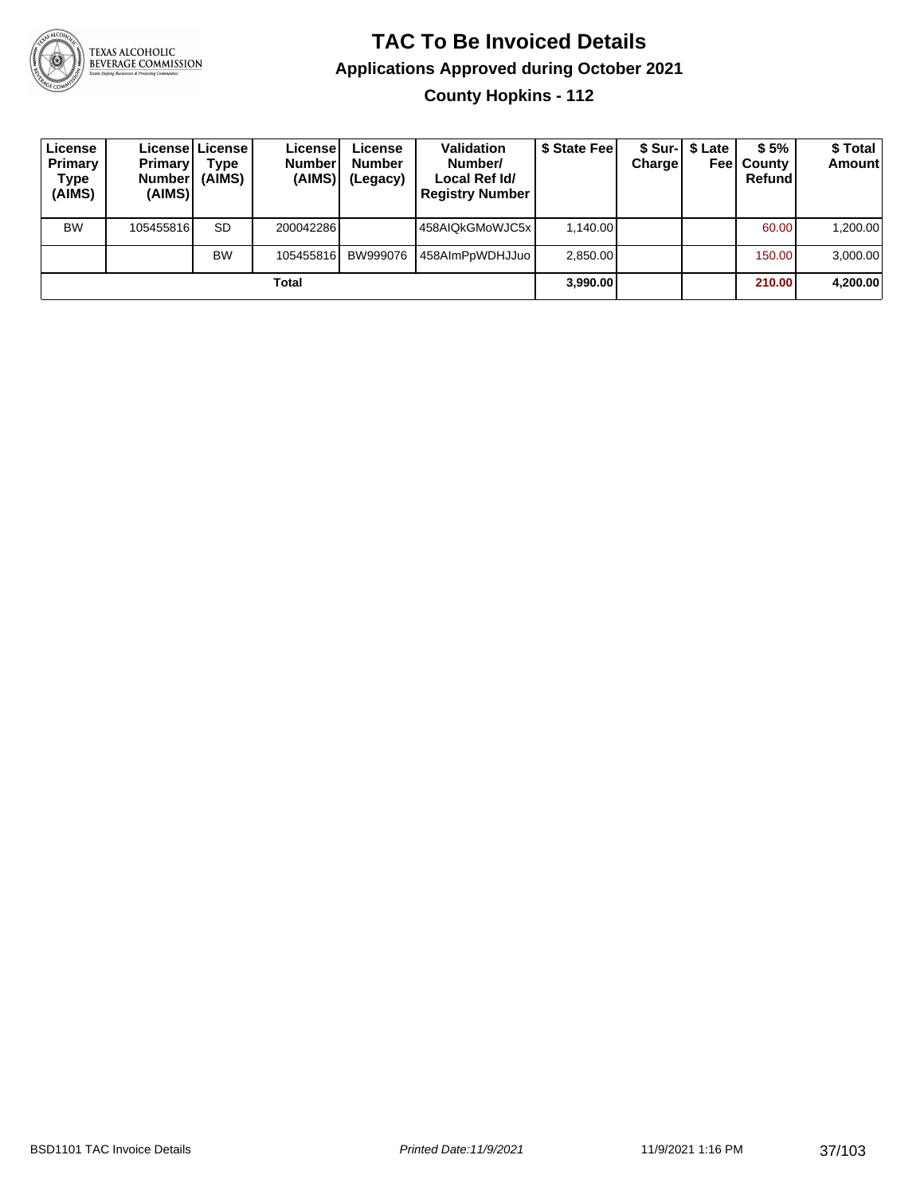# TAC To Be Invoiced Details

## Applications Approved during October 2021

### County Hopkins - 112

| License Primary Type (AIMS) | License Primary Number (AIMS) | License Type (AIMS) | License Number (AIMS) | License Number (Legacy) | Validation Number/ Local Ref Id/ Registry Number | $ State Fee | $ Sur-Charge | $ Late Fee | $ 5% County Refund | $ Total Amount |
|---|---|---|---|---|---|---|---|---|---|---|
| BW | 105455816 | SD | 200042286 | | 458AIQkGMoWJC5x | 1,140.00 | | | 60.00 | 1,200.00 |
| | | BW | 105455816 | BW999076 | 458AImPpWDHJJuo | 2,850.00 | | | 150.00 | 3,000.00 |
| **Total** | | | | | | **3,990.00** | | | **210.00** | **4,200.00** |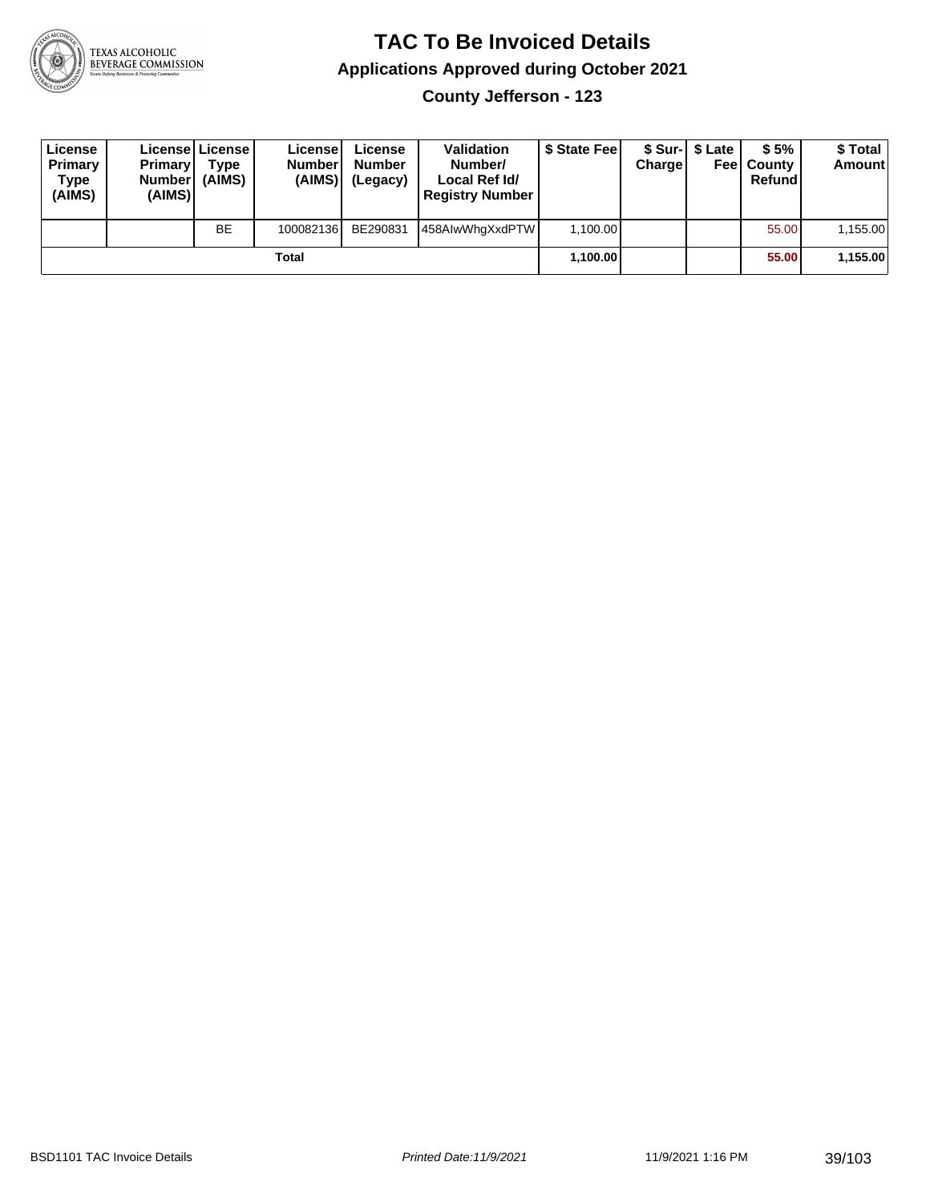# TAC To Be Invoiced Details

## Applications Approved during October 2021

### County Jefferson - 123

| License Primary Type (AIMS) | License Primary Number (AIMS) | License Type (AIMS) | License Number (AIMS) | License Number (Legacy) | Validation Number/ Local Ref Id/ Registry Number | $ State Fee | $ Sur-Charge | $ Late Fee | $ 5% County Refund | $ Total Amount |
|---|---|---|---|---|---|---|---|---|---|---|
| | | BE | 100082136 | BE290831 | 458AIwWhgXxdPTW | 1,100.00 | | | 55.00 | 1,155.00 |
| | | | Total | | | **1,100.00** | | | **55.00** | **1,155.00** |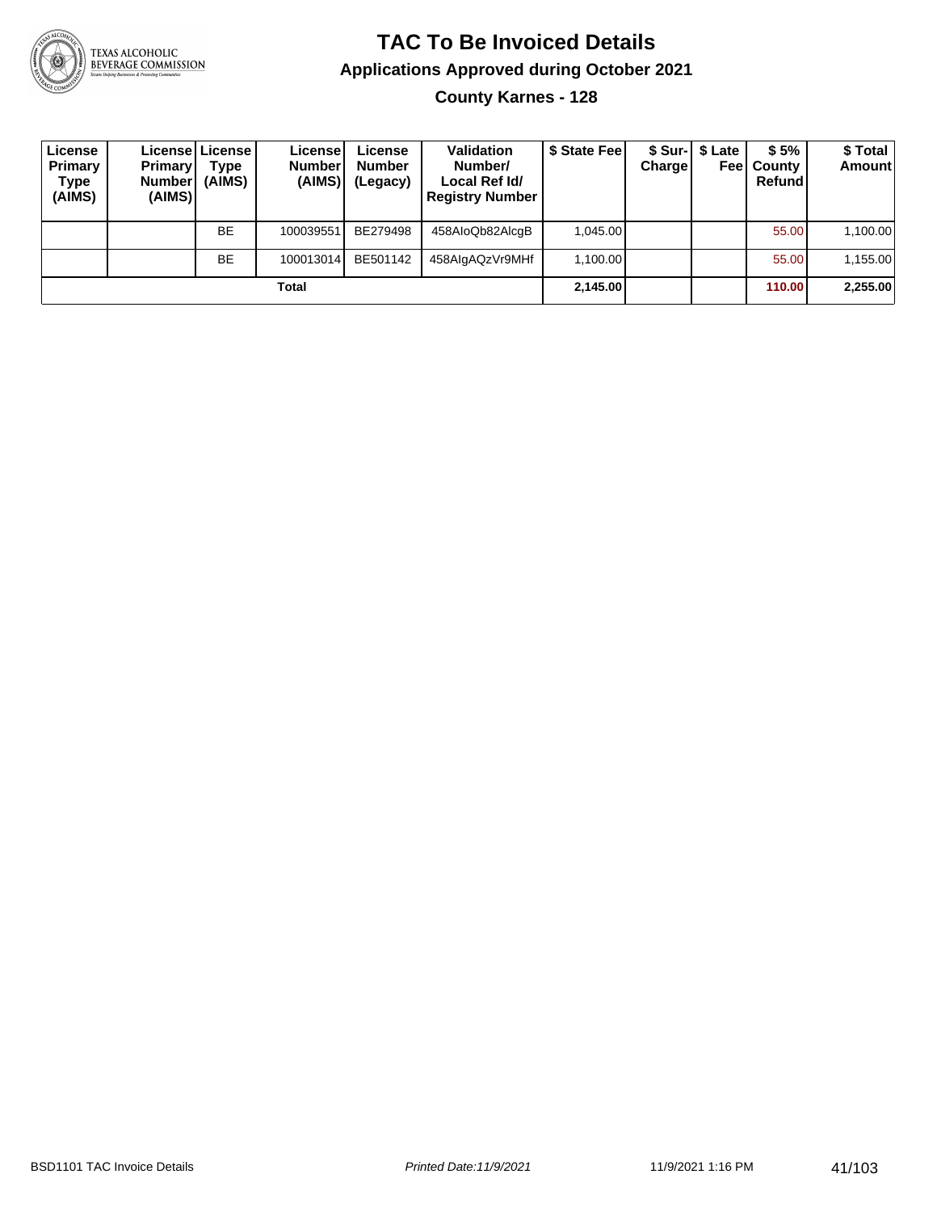# TAC To Be Invoiced Details

## Applications Approved during October 2021

### County Karnes - 128

| License Primary Type (AIMS) | License Primary Number (AIMS) | License Type (AIMS) | License Number (AIMS) | License Number (Legacy) | Validation Number/ Local Ref Id/ Registry Number | $ State Fee | $ Sur-Charge | $ Late Fee | $ 5% County Refund | $ Total Amount |
|---|---|---|---|---|---|---|---|---|---|---|
| | | BE | 100039551 | BE279498 | 458AIoQb82AlcgB | 1,045.00 | | | 55.00 | 1,100.00 |
| | | BE | 100013014 | BE501142 | 458AIgAQzVr9MHf | 1,100.00 | | | 55.00 | 1,155.00 |
| **Total** | | | | | | **2,145.00** | | | **110.00** | **2,255.00** |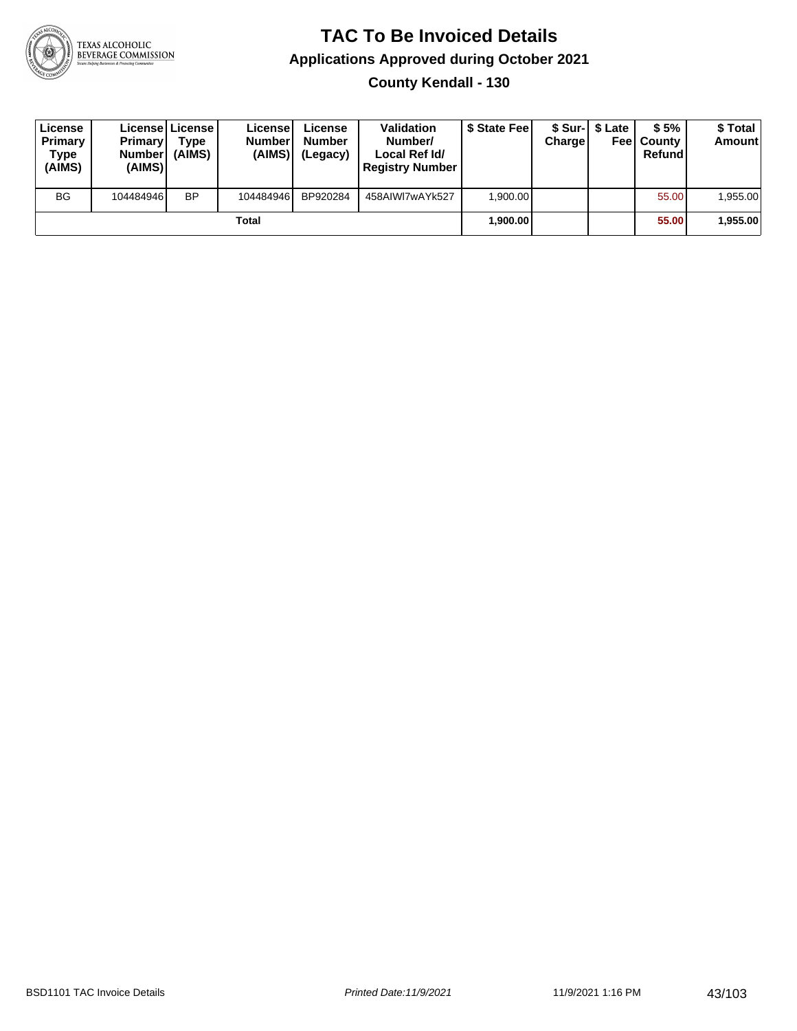# TAC To Be Invoiced Details

## Applications Approved during October 2021

### County Kendall - 130

| License Primary Type (AIMS) | License Primary Number (AIMS) | License Type (AIMS) | License Number (AIMS) | License Number (Legacy) | Validation Number/ Local Ref Id/ Registry Number | $ State Fee | $ Sur-Charge | $ Late Fee | $ 5% County Refund | $ Total Amount |
|---|---|---|---|---|---|---|---|---|---|---|
| BG | 104484946 | BP | 104484946 | BP920284 | 458AIWI7wAYk527 | 1,900.00 | | | 55.00 | 1,955.00 |
| Total | | | | | | 1,900.00 | | | 55.00 | 1,955.00 |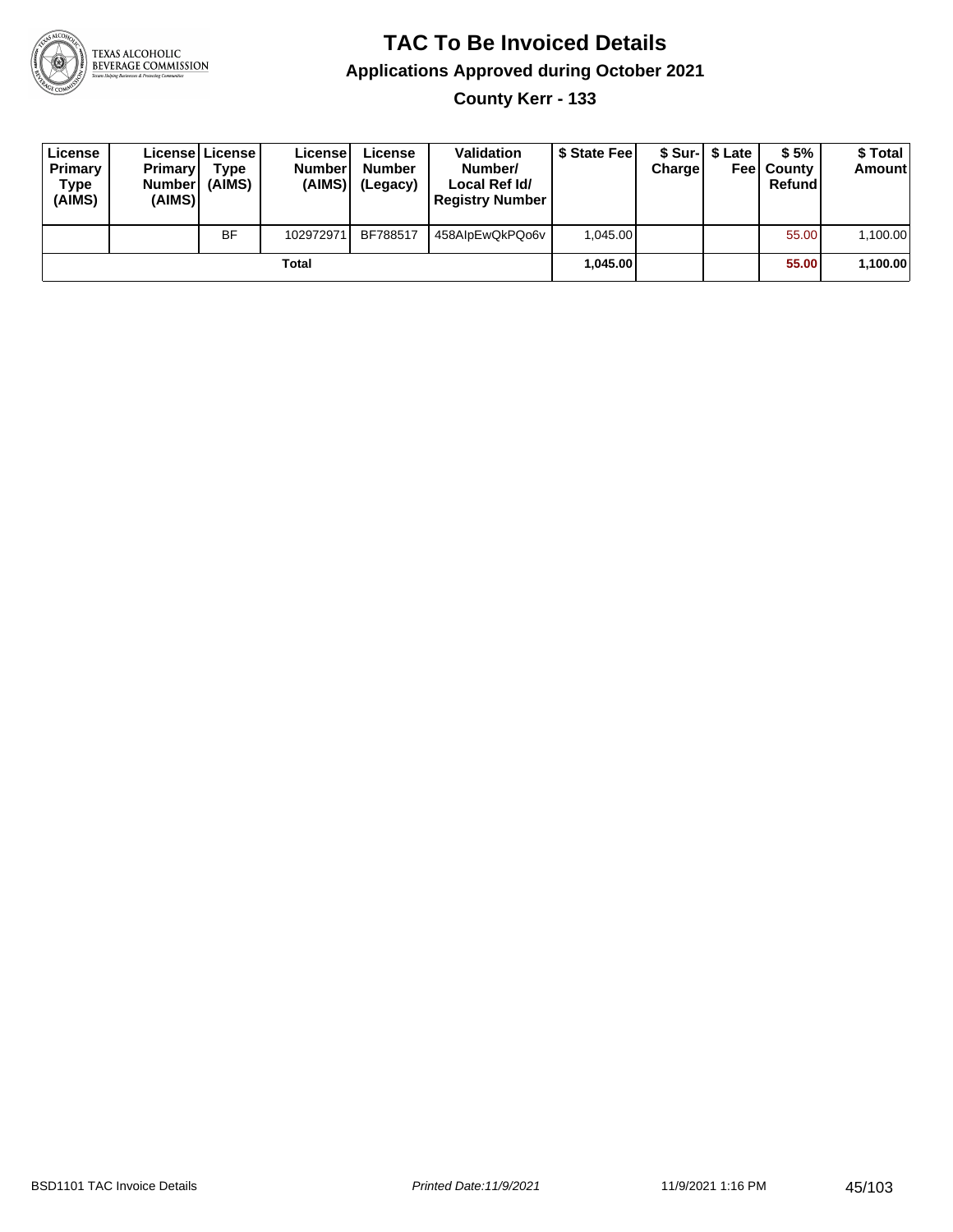# TAC To Be Invoiced Details

## Applications Approved during October 2021

### County Kerr - 133

| License Primary Type (AIMS) | License Primary Number (AIMS) | License Type (AIMS) | License Number (AIMS) | License Number (Legacy) | Validation Number/ Local Ref Id/ Registry Number | $ State Fee | $ Sur-Charge | $ Late Fee | $ 5% County Refund | $ Total Amount |
|---|---|---|---|---|---|---|---|---|---|---|
| | | BF | 102972971 | BF788517 | 458AIpEwQkPQo6v | 1,045.00 | | | 55.00 | 1,100.00 |
| | | | Total | | | **1,045.00** | | | **55.00** | **1,100.00** |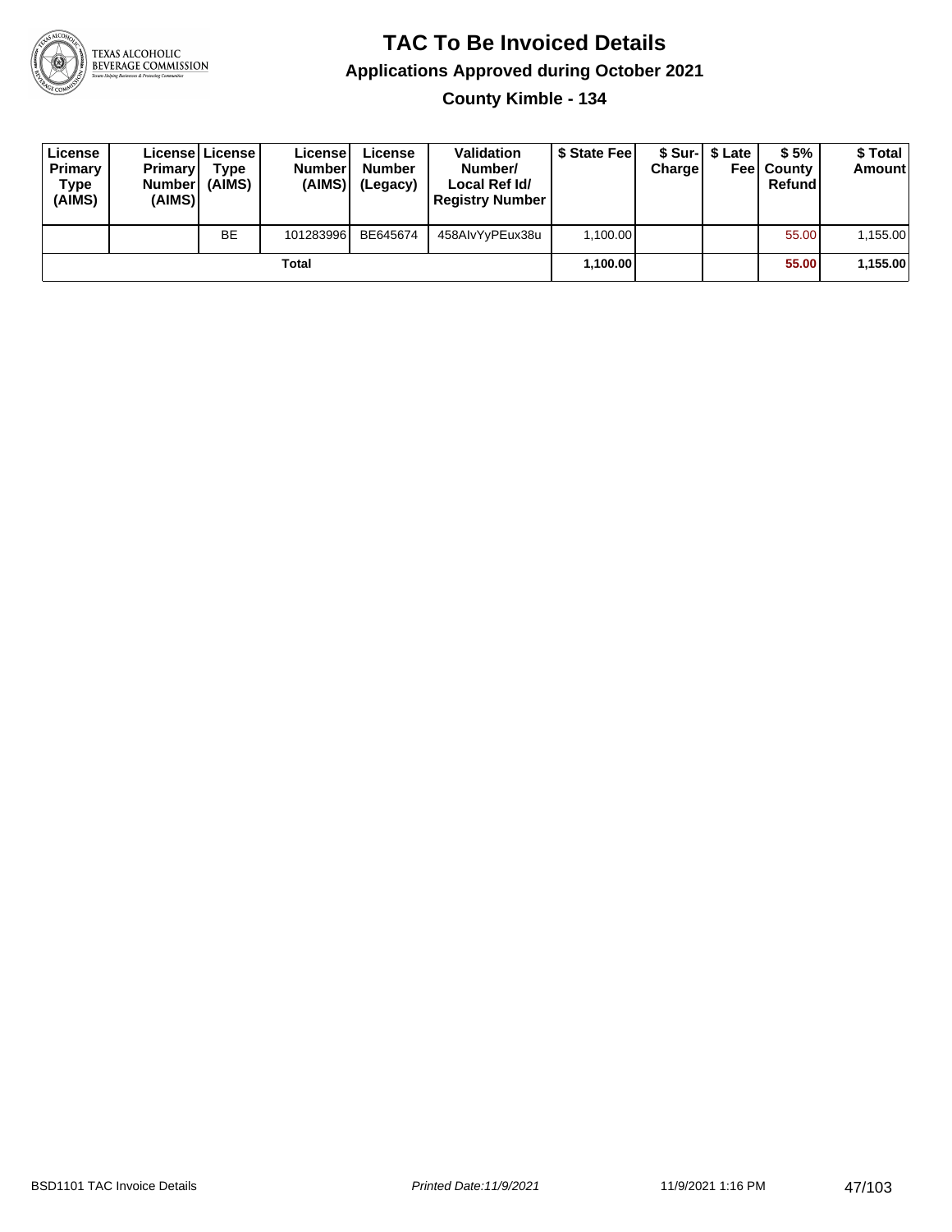# TAC To Be Invoiced Details

## Applications Approved during October 2021

### County Kimble - 134

| License Primary Type (AIMS) | License Primary Number (AIMS) | License Type (AIMS) | License Number (AIMS) | License Number (Legacy) | Validation Number/ Local Ref Id/ Registry Number | $ State Fee | $ Sur-Charge | $ Late Fee | $ 5% County Refund | $ Total Amount |
|---|---|---|---|---|---|---|---|---|---|---|
| | | BE | 101283996 | BE645674 | 458AIvYyPEux38u | 1,100.00 | | | 55.00 | 1,155.00 |
| | | | Total | | | **1,100.00** | | | **55.00** | **1,155.00** |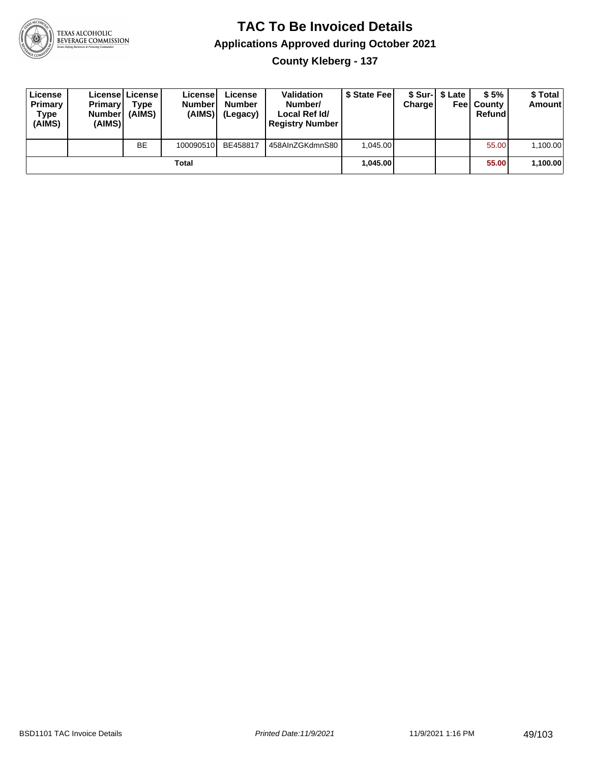# TAC To Be Invoiced Details

## Applications Approved during October 2021

### County Kleberg - 137

| License Primary Type (AIMS) | License Primary Number (AIMS) | License Type (AIMS) | License Number (AIMS) | License Number (Legacy) | Validation Number/ Local Ref Id/ Registry Number | $ State Fee | $ Sur-Charge | $ Late Fee | $ 5% County Refund | $ Total Amount |
|---|---|---|---|---|---|---|---|---|---|---|
| | | BE | 100090510 | BE458817 | 458AInZGKdmnS80 | 1,045.00 | | | 55.00 | 1,100.00 |
| | | | Total | | | **1,045.00** | | | **55.00** | **1,100.00** |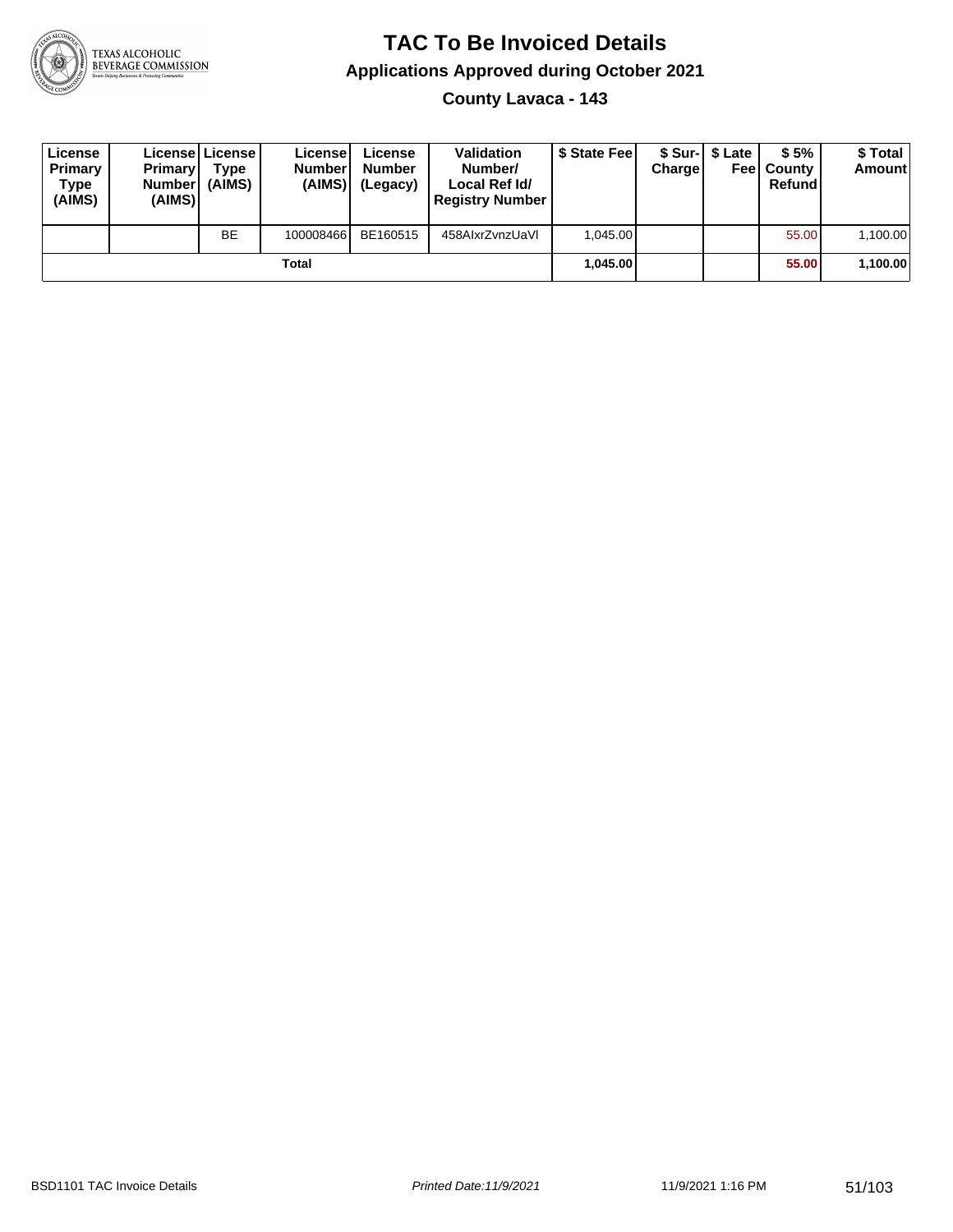# TAC To Be Invoiced Details

## Applications Approved during October 2021

### County Lavaca - 143

| License Primary Type (AIMS) | License Primary Number (AIMS) | License Type (AIMS) | License Number (AIMS) | License Number (Legacy) | Validation Number/ Local Ref Id/ Registry Number | $ State Fee | $ Sur-Charge | $ Late Fee | $ 5% County Refund | $ Total Amount |
|---|---|---|---|---|---|---|---|---|---|---|
| | | BE | 100008466 | BE160515 | 458AIxrZvnzUaVl | 1,045.00 | | | 55.00 | 1,100.00 |
| | | | Total | | | 1,045.00 | | | 55.00 | 1,100.00 |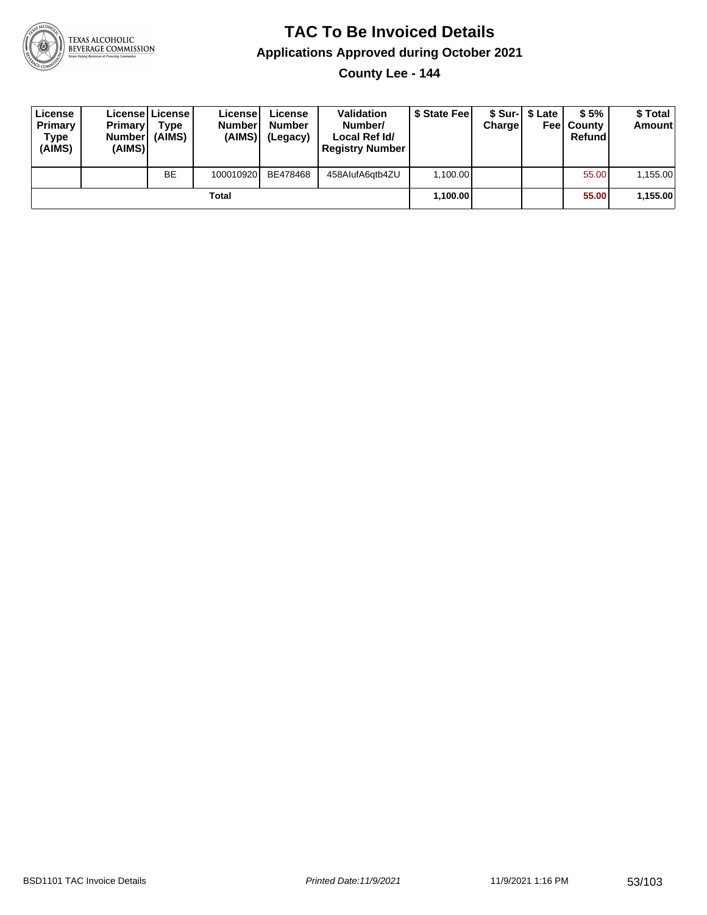# TAC To Be Invoiced Details

## Applications Approved during October 2021

### County Lee - 144

| License Primary Type (AIMS) | License Primary Number (AIMS) | License Type (AIMS) | License Number (AIMS) | License Number (Legacy) | Validation Number/ Local Ref Id/ Registry Number | $ State Fee | $ Sur-Charge | $ Late Fee | $ 5% County Refund | $ Total Amount |
|---|---|---|---|---|---|---|---|---|---|---|
| | | BE | 100010920 | BE478468 | 458AIufA6qtb4ZU | 1,100.00 | | | 55.00 | 1,155.00 |
| Total | | | | | | **1,100.00** | | | **55.00** | **1,155.00** |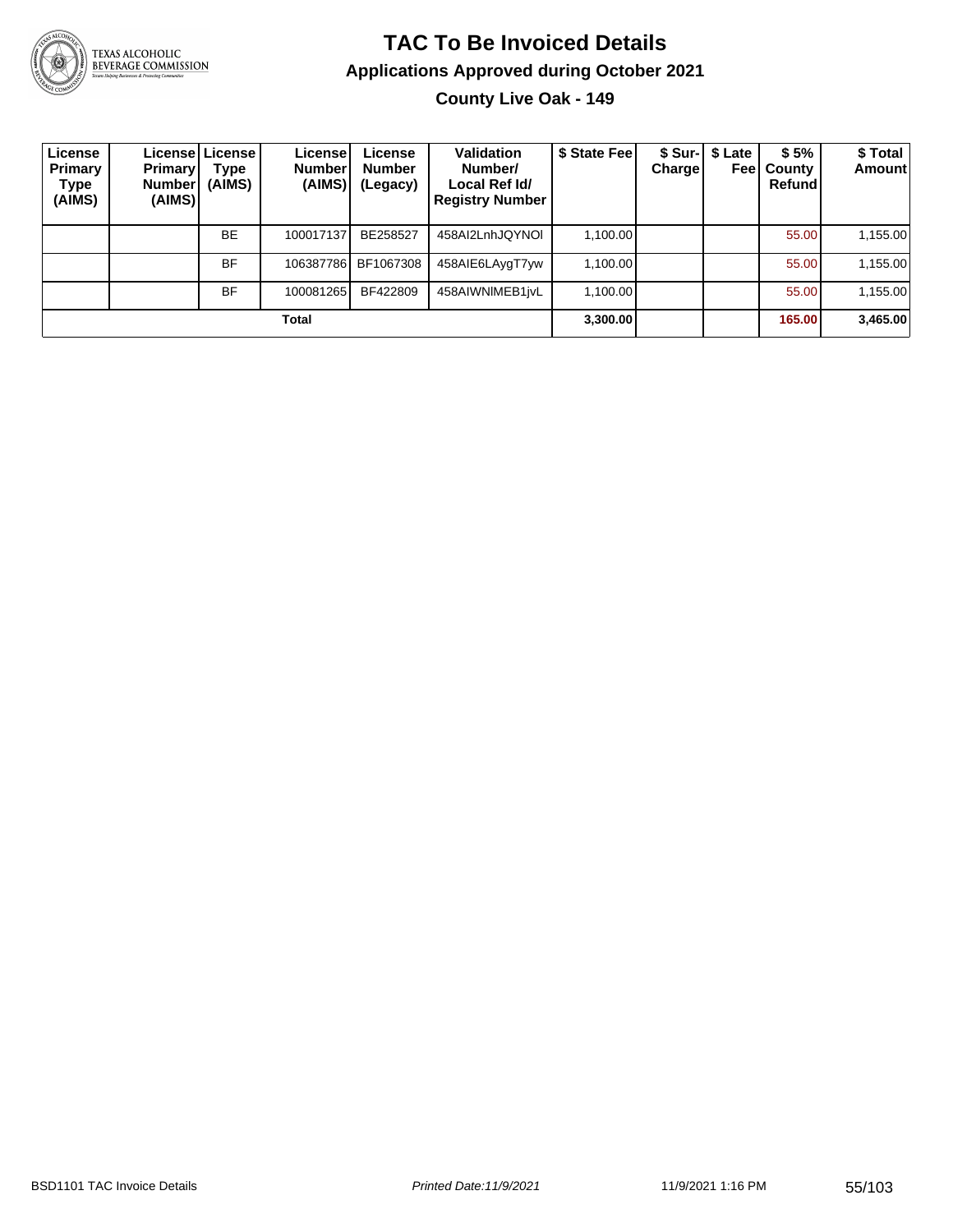# TAC To Be Invoiced Details

## Applications Approved during October 2021

### County Live Oak - 149

| License Primary Type (AIMS) | License Primary Number (AIMS) | License Type (AIMS) | License Number (AIMS) | License Number (Legacy) | Validation Number/ Local Ref Id/ Registry Number | $ State Fee | $ Sur-Charge | $ Late Fee | $ 5% County Refund | $ Total Amount |
|---|---|---|---|---|---|---|---|---|---|---|
| | | BE | 100017137 | BE258527 | 458AI2LnhJQYNOl | 1,100.00 | | | 55.00 | 1,155.00 |
| | | BF | 106387786 | BF1067308 | 458AIE6LAygT7yw | 1,100.00 | | | 55.00 | 1,155.00 |
| | | BF | 100081265 | BF422809 | 458AIWNlMEB1jvL | 1,100.00 | | | 55.00 | 1,155.00 |
| **Total** | | | | | | **3,300.00** | | | **165.00** | **3,465.00** |

BSD1101 TAC Invoice Details | Printed Date:11/9/2021 | 11/9/2021 1:16 PM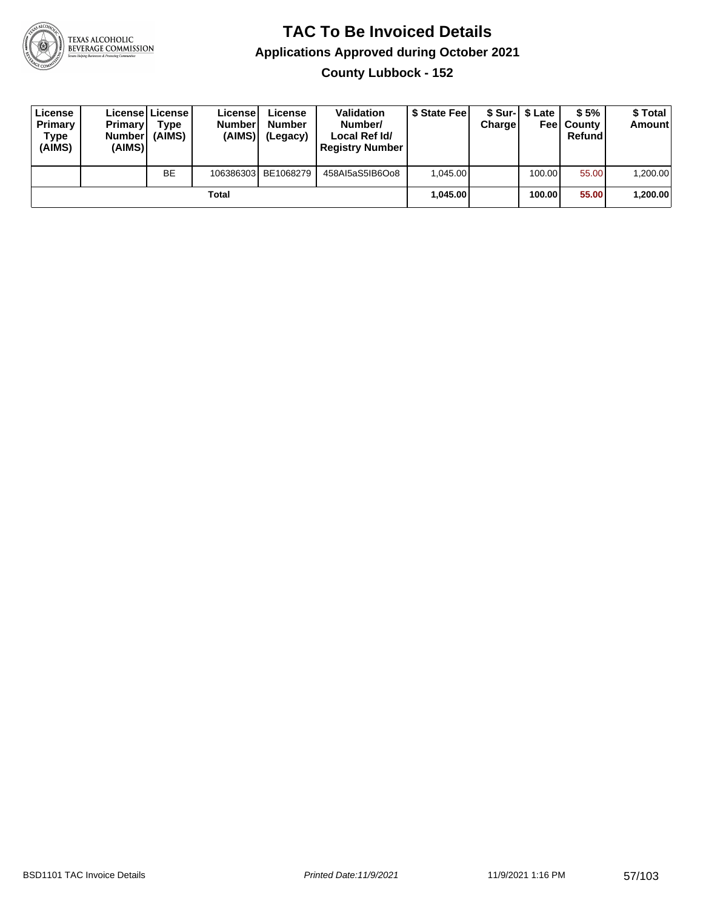# TAC To Be Invoiced Details

## Applications Approved during October 2021

### County Lubbock - 152

| License Primary Type (AIMS) | License Primary Number (AIMS) | License Type (AIMS) | License Number (AIMS) | License Number (Legacy) | Validation Number/ Local Ref Id/ Registry Number | $ State Fee | $ Sur-Charge | $ Late Fee | $ 5% County Refund | $ Total Amount |
|---|---|---|---|---|---|---|---|---|---|---|
| | | BE | 106386303 | BE1068279 | 458AI5aS5IB6Oo8 | 1,045.00 | | 100.00 | 55.00 | 1,200.00 |
| | | | Total | | | **1,045.00** | | **100.00** | **55.00** | **1,200.00** |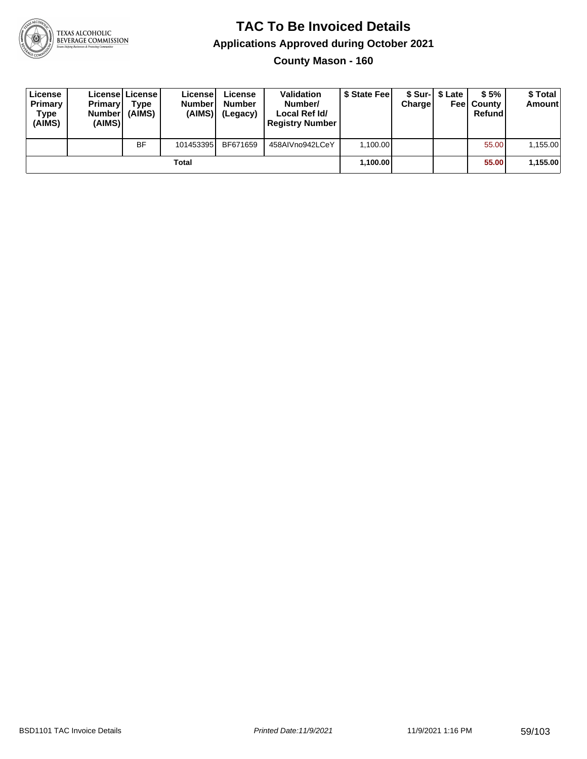# TAC To Be Invoiced Details

## Applications Approved during October 2021

### County Mason - 160

| License Primary Type (AIMS) | License Primary Number (AIMS) | License Type (AIMS) | License Number (AIMS) | License Number (Legacy) | Validation Number/ Local Ref Id/ Registry Number | $ State Fee | $ Sur-Charge | $ Late Fee | $ 5% County Refund | $ Total Amount |
|---|---|---|---|---|---|---|---|---|---|---|
| | | BF | 101453395 | BF671659 | 458AIVno942LCeY | 1,100.00 | | | 55.00 | 1,155.00 |
| | | | Total | | | 1,100.00 | | | 55.00 | 1,155.00 |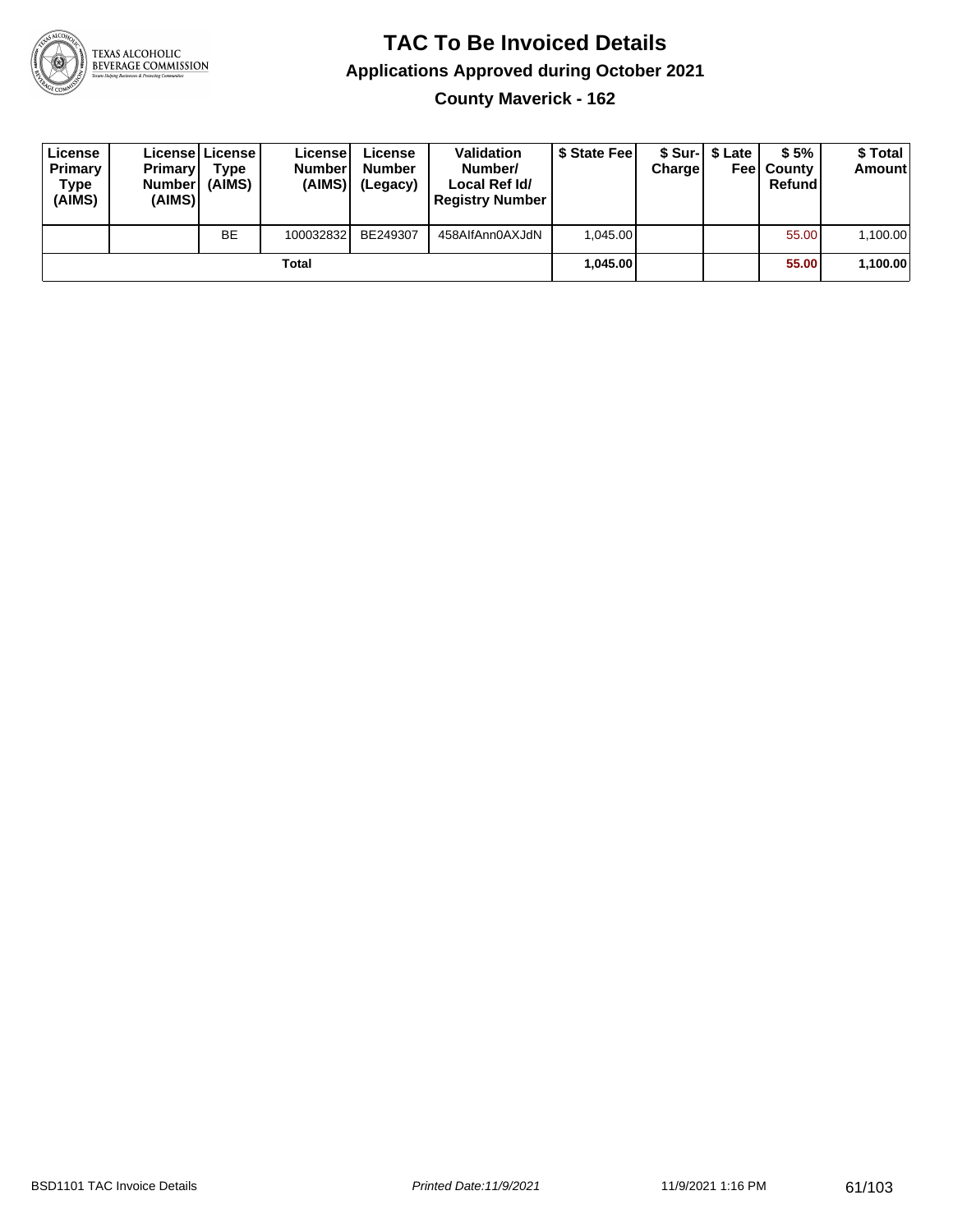# TAC To Be Invoiced Details

## Applications Approved during October 2021

### County Maverick - 162

| License Primary Type (AIMS) | License Primary Number (AIMS) | License Type (AIMS) | License Number (AIMS) | License Number (Legacy) | Validation Number/ Local Ref Id/ Registry Number | $ State Fee | $ Sur-Charge | $ Late Fee | $ 5% County Refund | $ Total Amount |
|---|---|---|---|---|---|---|---|---|---|---|
| | | BE | 100032832 | BE249307 | 458AIfAnn0AXJdN | 1,045.00 | | | 55.00 | 1,100.00 |
| Total | | | | | | 1,045.00 | | | 55.00 | 1,100.00 |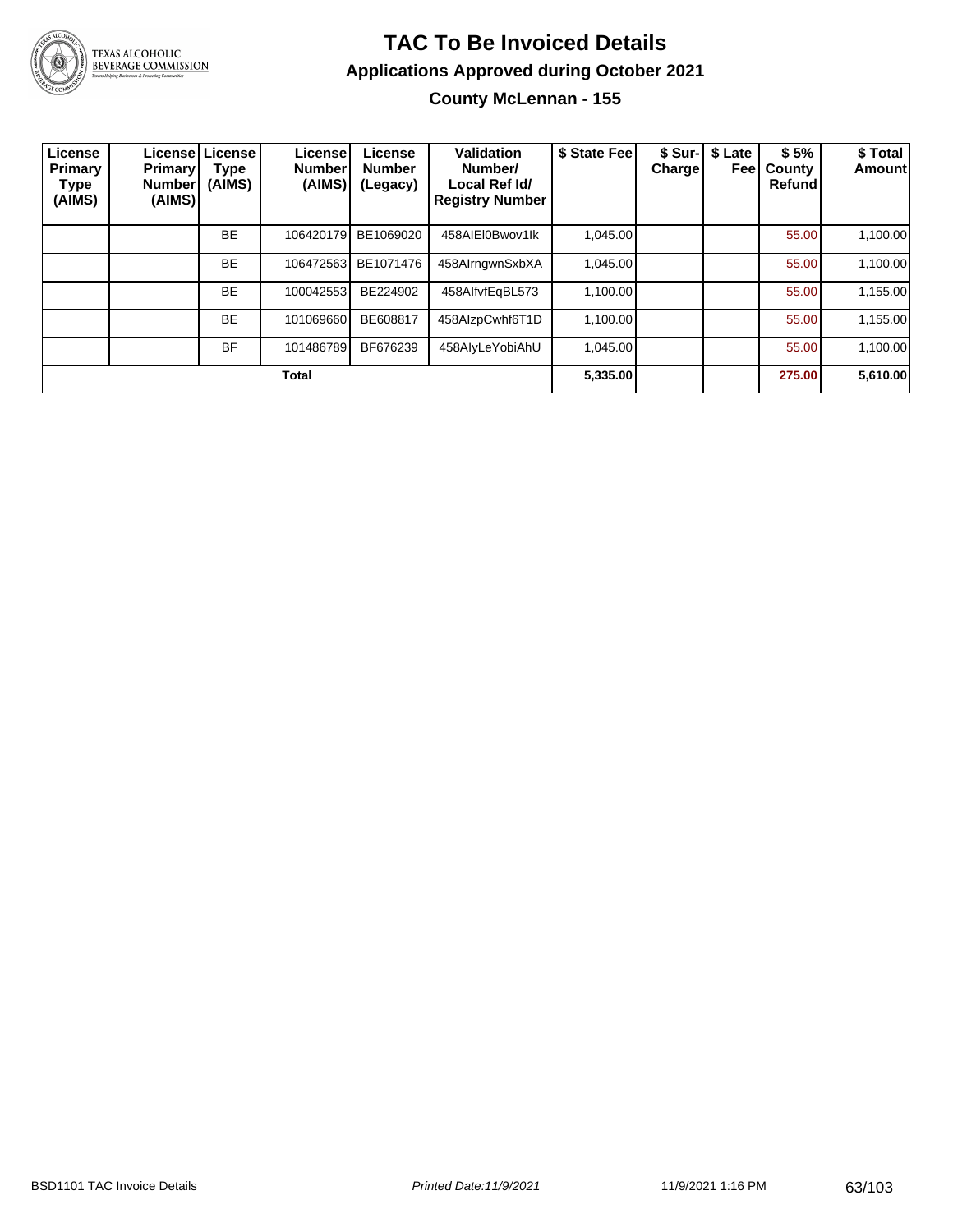# TAC To Be Invoiced Details

## Applications Approved during October 2021

### County McLennan - 155

| License Primary Type (AIMS) | License Primary Number (AIMS) | License Type (AIMS) | License Number (AIMS) | License Number (Legacy) | Validation Number/ Local Ref Id/ Registry Number | $ State Fee | $ Sur-Charge | $ Late Fee | $ 5% County Refund | $ Total Amount |
|---|---|---|---|---|---|---|---|---|---|---|
| | | BE | 106420179 | BE1069020 | 458AIEl0Bwov1lk | 1,045.00 | | | 55.00 | 1,100.00 |
| | | BE | 106472563 | BE1071476 | 458AIrngwnSxbXA | 1,045.00 | | | 55.00 | 1,100.00 |
| | | BE | 100042553 | BE224902 | 458AIfvfEqBL573 | 1,100.00 | | | 55.00 | 1,155.00 |
| | | BE | 101069660 | BE608817 | 458AIzpCwhf6T1D | 1,100.00 | | | 55.00 | 1,155.00 |
| | | BF | 101486789 | BF676239 | 458AIyLeYobiAhU | 1,045.00 | | | 55.00 | 1,100.00 |
| **Total** | | | | | | **5,335.00** | | | **275.00** | **5,610.00** |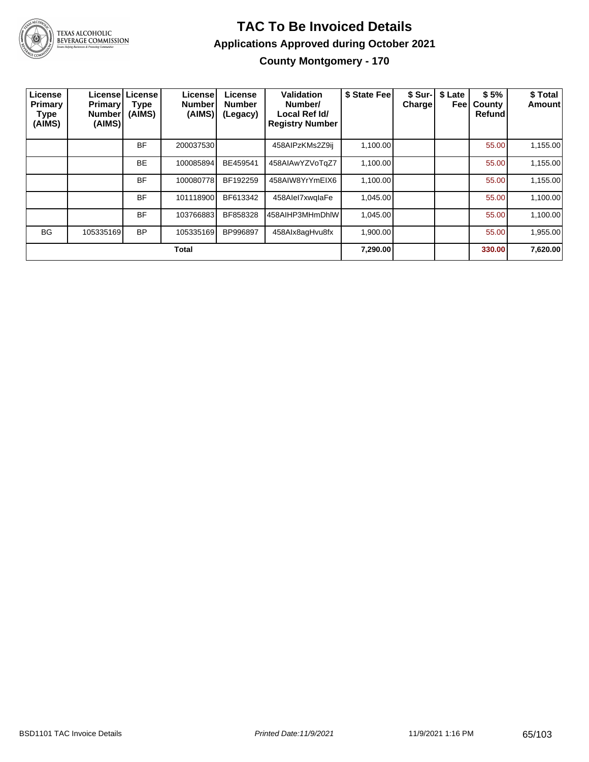# TAC To Be Invoiced Details

## Applications Approved during October 2021

### County Montgomery - 170

| License Primary Type (AIMS) | License Primary Number (AIMS) | License Type (AIMS) | License Number (AIMS) | License Number (Legacy) | Validation Number/ Local Ref Id/ Registry Number | $ State Fee | $ Sur-Charge | $ Late Fee | $ 5% County Refund | $ Total Amount |
|---|---|---|---|---|---|---|---|---|---|---|
| | | BF | 200037530 | | 458AIPzKMs2Z9ij | 1,100.00 | | | 55.00 | 1,155.00 |
| | | BE | 100085894 | BE459541 | 458AIAwYZVoTqZ7 | 1,100.00 | | | 55.00 | 1,155.00 |
| | | BF | 100080778 | BF192259 | 458AIW8YrYmEIX6 | 1,100.00 | | | 55.00 | 1,155.00 |
| | | BF | 101118900 | BF613342 | 458AIel7xwqlaFe | 1,045.00 | | | 55.00 | 1,100.00 |
| | | BF | 103766883 | BF858328 | 458AIHP3MHmDhlW | 1,045.00 | | | 55.00 | 1,100.00 |
| BG | 105335169 | BP | 105335169 | BP996897 | 458AIx8agHvu8fx | 1,900.00 | | | 55.00 | 1,955.00 |
| | | | **Total** | | | **7,290.00** | | | **330.00** | **7,620.00** |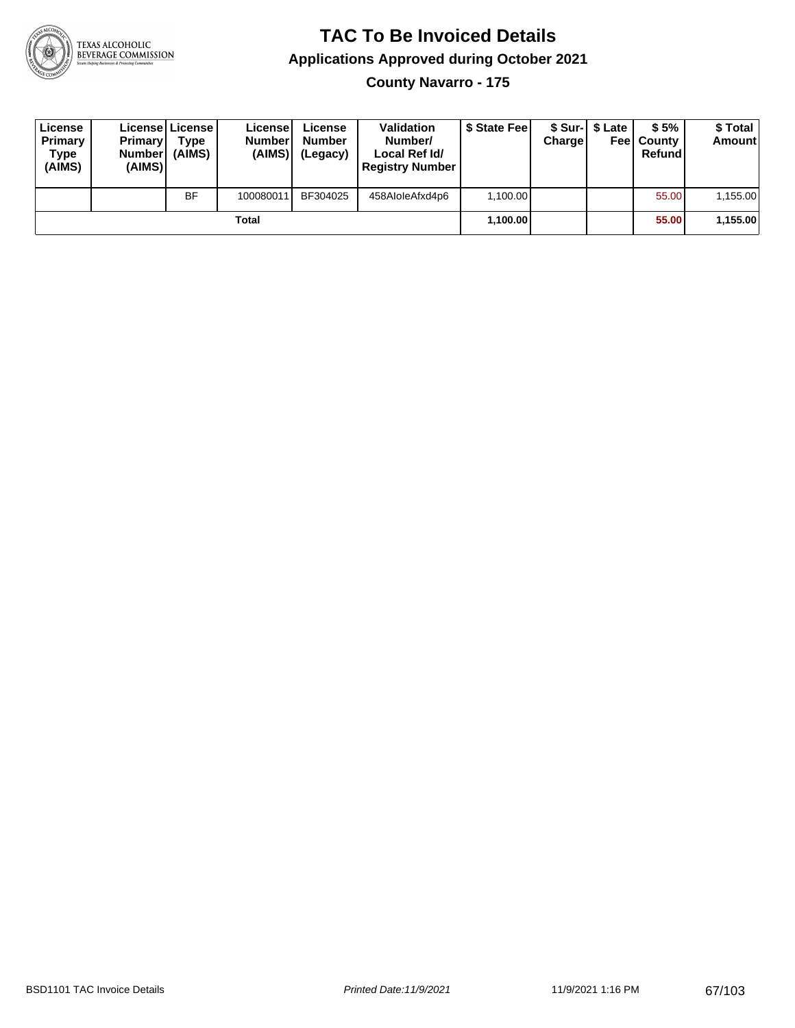# TAC To Be Invoiced Details

## Applications Approved during October 2021

### County Navarro - 175

| License Primary Type (AIMS) | License Primary Number (AIMS) | License Type (AIMS) | License Number (AIMS) | License Number (Legacy) | Validation Number/ Local Ref Id/ Registry Number | $ State Fee | $ Sur-Charge | $ Late Fee | $ 5% County Refund | $ Total Amount |
|---|---|---|---|---|---|---|---|---|---|---|
| | | BF | 100080011 | BF304025 | 458AIoleAfxd4p6 | 1,100.00 | | | 55.00 | 1,155.00 |
| | | | **Total** | | | **1,100.00** | | | **55.00** | **1,155.00** |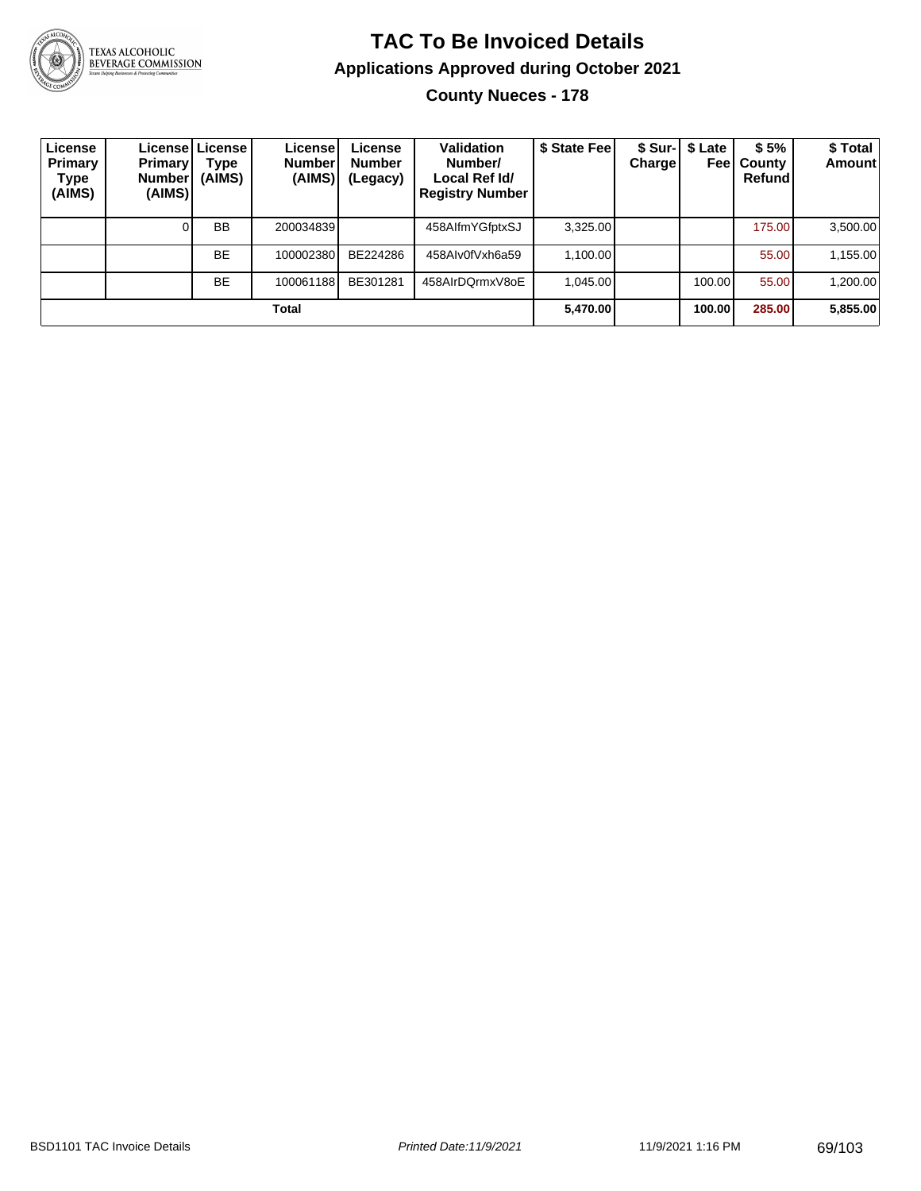# TAC To Be Invoiced Details

## Applications Approved during October 2021

### County Nueces - 178

| License Primary Type (AIMS) | License Primary Number (AIMS) | License Type (AIMS) | License Number (AIMS) | License Number (Legacy) | Validation Number/ Local Ref Id/ Registry Number | $ State Fee | $ Sur-Charge | $ Late Fee | $ 5% County Refund | $ Total Amount |
|---|---|---|---|---|---|---|---|---|---|---|
| | 0 | BB | 200034839 | | 458AIfmYGfptxSJ | 3,325.00 | | | 175.00 | 3,500.00 |
| | | BE | 100002380 | BE224286 | 458AIv0fVxh6a59 | 1,100.00 | | | 55.00 | 1,155.00 |
| | | BE | 100061188 | BE301281 | 458AIrDQrmxV8oE | 1,045.00 | | 100.00 | 55.00 | 1,200.00 |
| Total | | | | | | 5,470.00 | | 100.00 | 285.00 | 5,855.00 |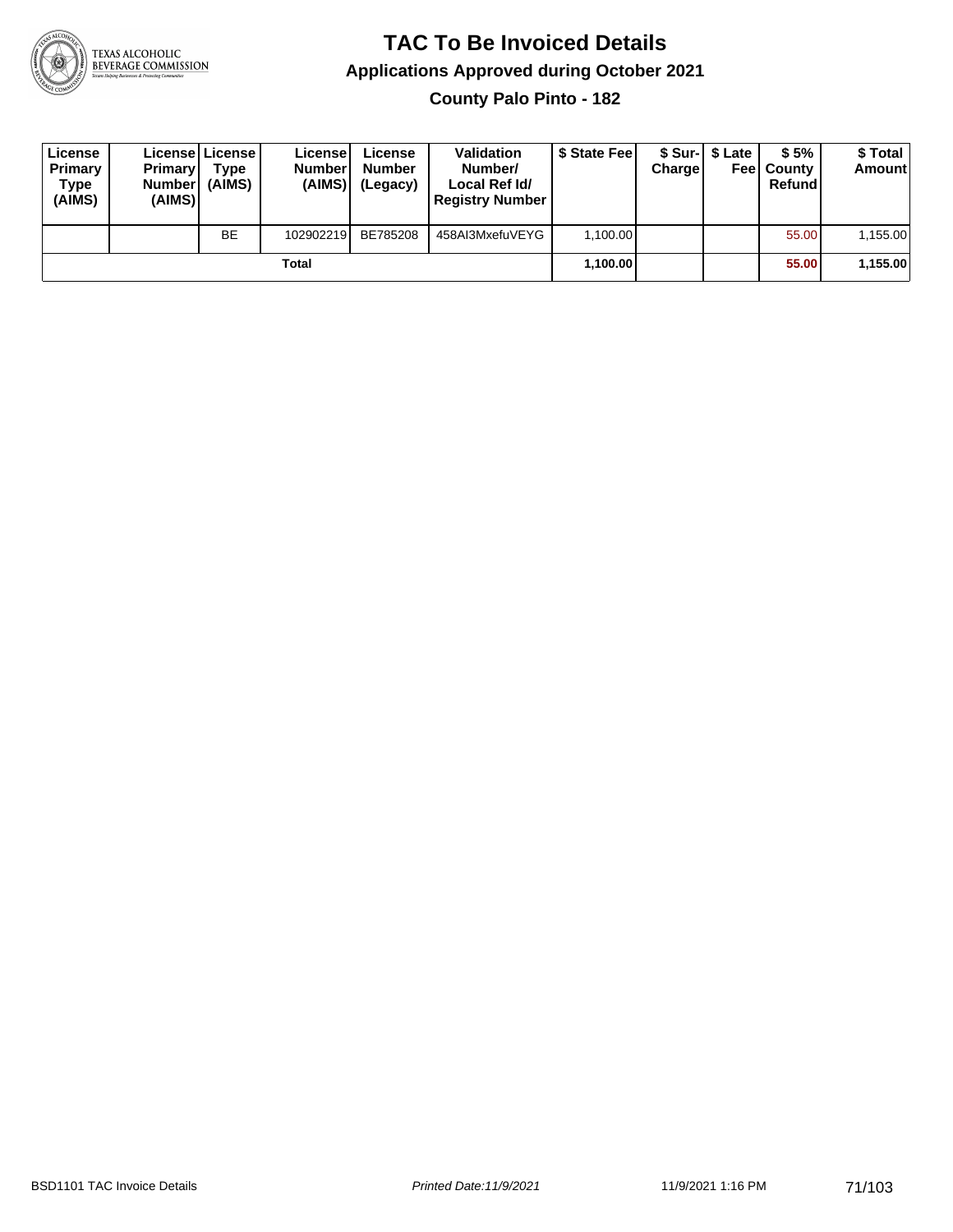# TAC To Be Invoiced Details

## Applications Approved during October 2021

### County Palo Pinto - 182

| License Primary Type (AIMS) | License Primary Number (AIMS) | License Type (AIMS) | License Number (AIMS) | License Number (Legacy) | Validation Number/ Local Ref Id/ Registry Number | $ State Fee | $ Sur-Charge | $ Late Fee | $ 5% County Refund | $ Total Amount |
|---|---|---|---|---|---|---|---|---|---|---|
| | | BE | 102902219 | BE785208 | 458AI3MxefuVEYG | 1,100.00 | | | 55.00 | 1,155.00 |
| | | | **Total** | | | **1,100.00** | | | **55.00** | **1,155.00** |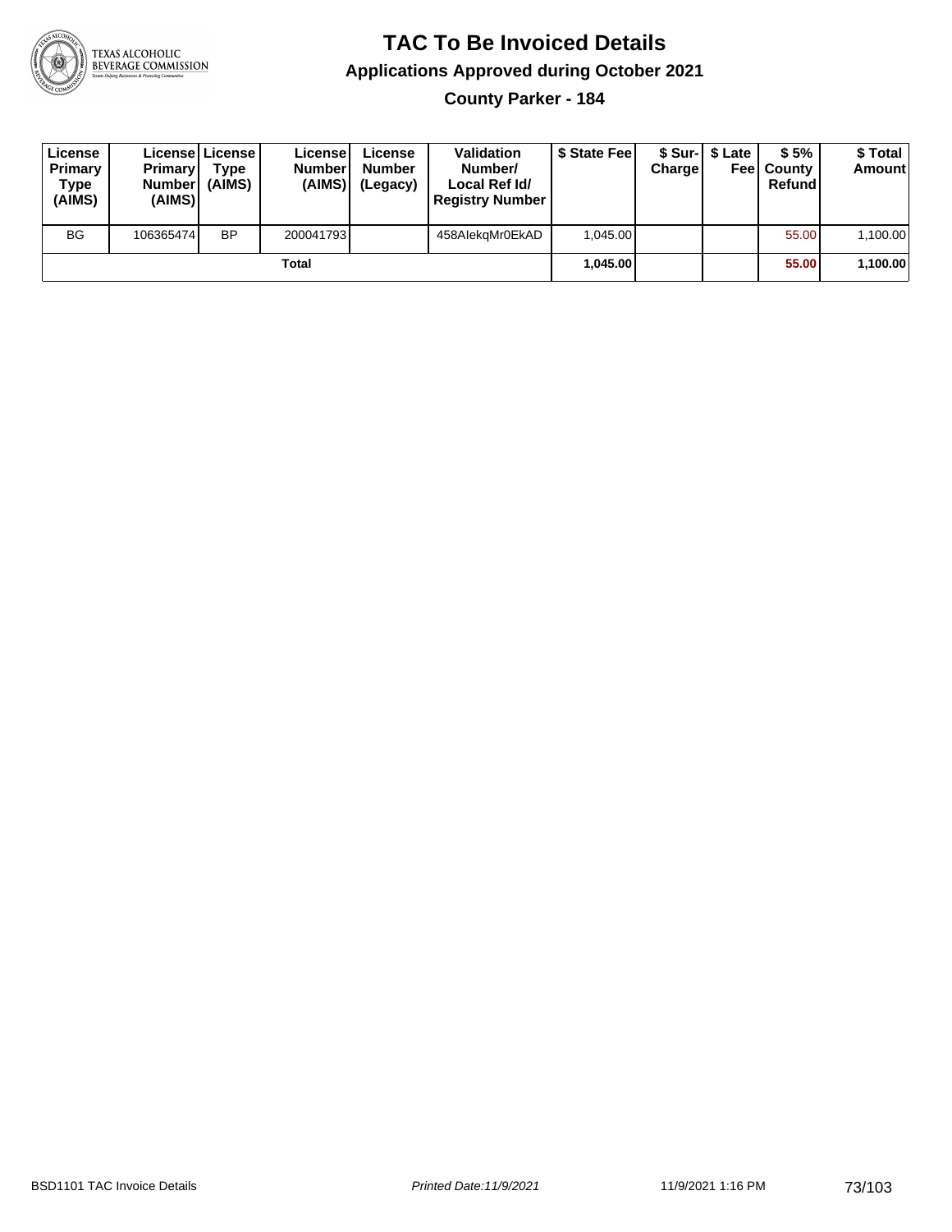# TAC To Be Invoiced Details

## Applications Approved during October 2021

### County Parker - 184

| License Primary Type (AIMS) | License Primary Number (AIMS) | License Type (AIMS) | License Number (AIMS) | License Number (Legacy) | Validation Number/ Local Ref Id/ Registry Number | $ State Fee | $ Sur-Charge | $ Late Fee | $ 5% County Refund | $ Total Amount |
|---|---|---|---|---|---|---|---|---|---|---|
| BG | 106365474 | BP | 200041793 | | 458AlekqMr0EkAD | 1,045.00 | | | 55.00 | 1,100.00 |
| | | | Total | | | 1,045.00 | | | 55.00 | 1,100.00 |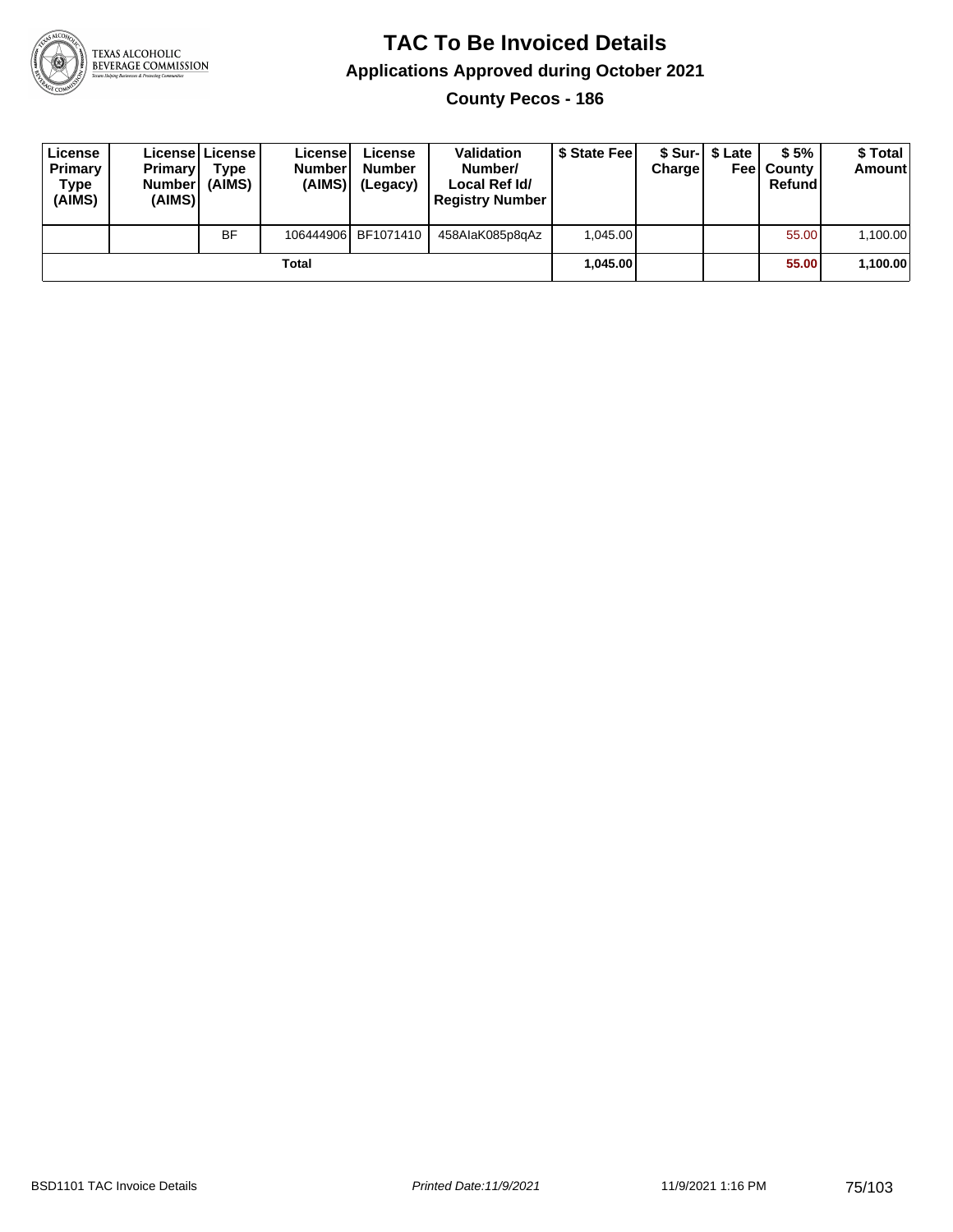# TAC To Be Invoiced Details

## Applications Approved during October 2021

### County Pecos - 186

| License Primary Type (AIMS) | License Primary Number (AIMS) | License Type (AIMS) | License Number (AIMS) | License Number (Legacy) | Validation Number/ Local Ref Id/ Registry Number | $ State Fee | $ Sur-Charge | $ Late Fee | $ 5% County Refund | $ Total Amount |
|---|---|---|---|---|---|---|---|---|---|---|
| | | BF | 106444906 | BF1071410 | 458AIaK085p8qAz | 1,045.00 | | | 55.00 | 1,100.00 |
| | | | Total | | | **1,045.00** | | | **55.00** | **1,100.00** |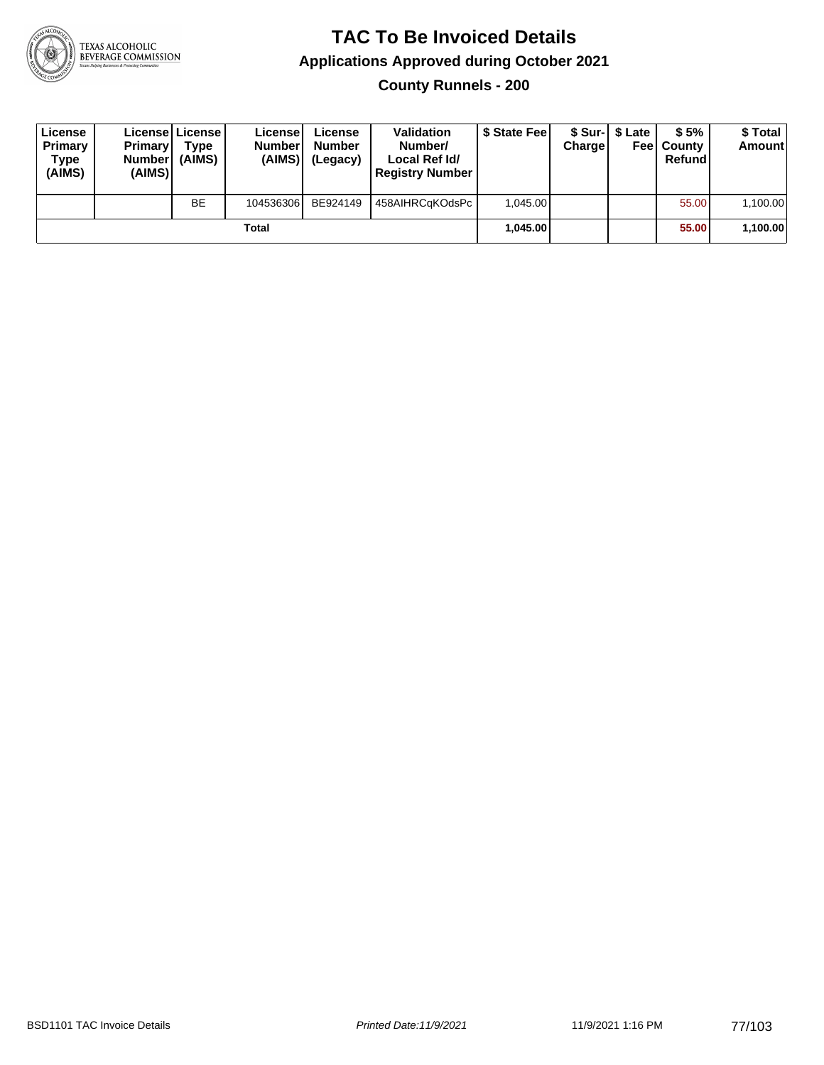# TAC To Be Invoiced Details

## Applications Approved during October 2021

### County Runnels - 200

| License Primary Type (AIMS) | License Primary Number (AIMS) | License Type (AIMS) | License Number (AIMS) | License Number (Legacy) | Validation Number/ Local Ref Id/ Registry Number | $ State Fee | $ Sur-Charge | $ Late Fee | $ 5% County Refund | $ Total Amount |
|---|---|---|---|---|---|---|---|---|---|---|
| | | BE | 104536306 | BE924149 | 458AIHRCqKOdsPc | 1,045.00 | | | 55.00 | 1,100.00 |
| | | | Total | | | **1,045.00** | | | **55.00** | **1,100.00** |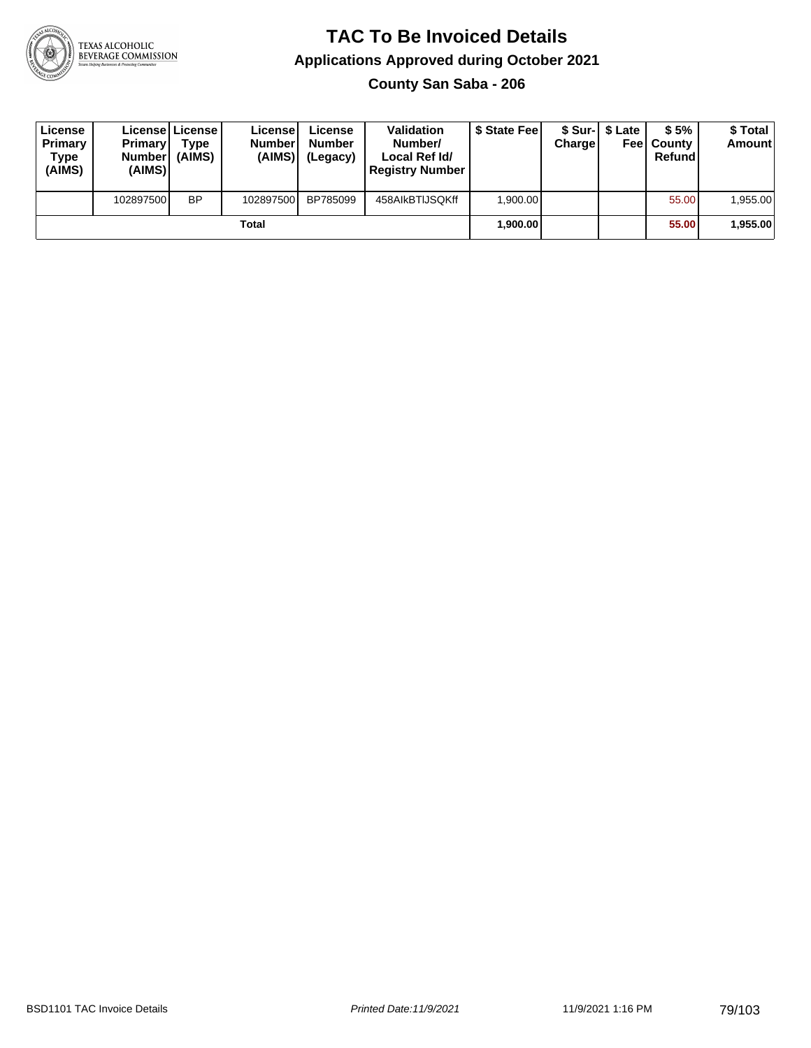# TAC To Be Invoiced Details

## Applications Approved during October 2021

### County San Saba - 206

| License Primary Type (AIMS) | License Primary Number (AIMS) | License Type (AIMS) | License Number (AIMS) | License Number (Legacy) | Validation Number/ Local Ref Id/ Registry Number | $ State Fee | $ Sur-Charge | $ Late Fee | $ 5% County Refund | $ Total Amount |
|---|---|---|---|---|---|---|---|---|---|---|
| | 102897500 | BP | 102897500 | BP785099 | 458AIkBTIJSQKff | 1,900.00 | | | 55.00 | 1,955.00 |
| | | | Total | | | 1,900.00 | | | 55.00 | 1,955.00 |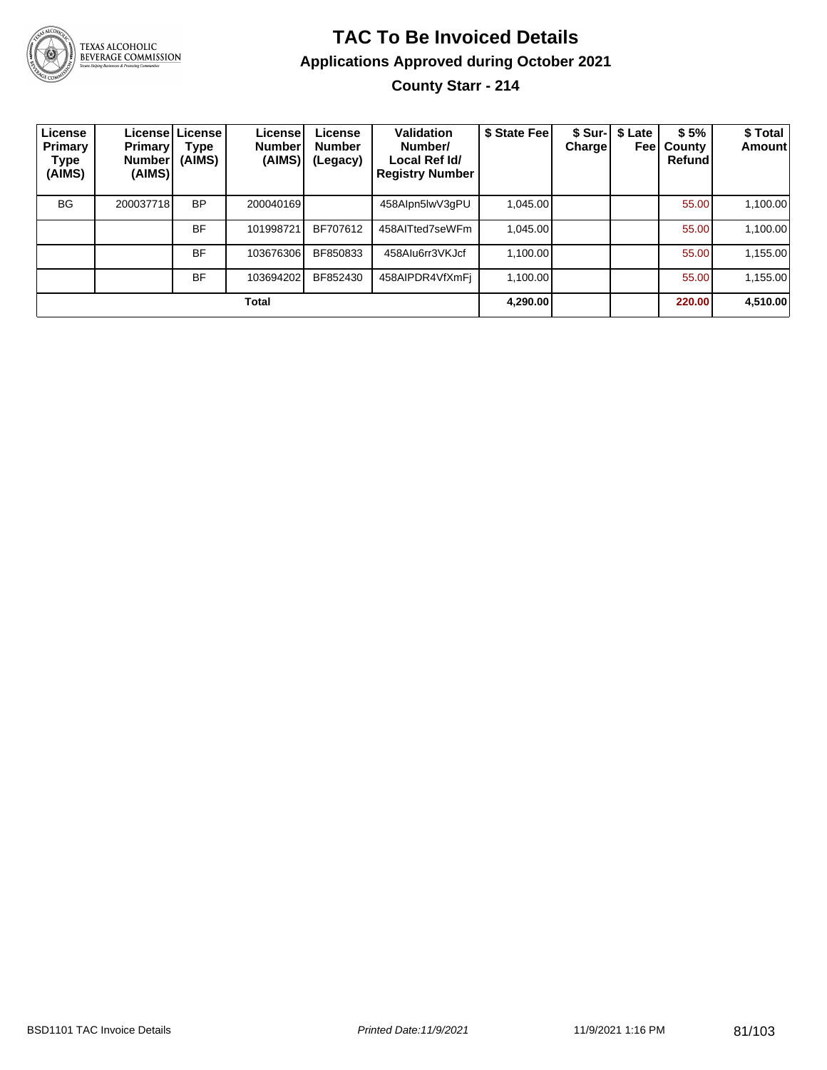# TAC To Be Invoiced Details

## Applications Approved during October 2021

### County Starr - 214

| License Primary Type (AIMS) | License Primary Number (AIMS) | License Type (AIMS) | License Number (AIMS) | License Number (Legacy) | Validation Number/ Local Ref Id/ Registry Number | $ State Fee | $ Sur-Charge | $ Late Fee | $ 5% County Refund | $ Total Amount |
|---|---|---|---|---|---|---|---|---|---|---|
| BG | 200037718 | BP | 200040169 | | 458AIpn5lwV3gPU | 1,045.00 | | | 55.00 | 1,100.00 |
| | | BF | 101998721 | BF707612 | 458AITted7seWFm | 1,045.00 | | | 55.00 | 1,100.00 |
| | | BF | 103676306 | BF850833 | 458AIu6rr3VKJcf | 1,100.00 | | | 55.00 | 1,155.00 |
| | | BF | 103694202 | BF852430 | 458AIPDR4VfXmFj | 1,100.00 | | | 55.00 | 1,155.00 |
| **Total** | | | | | | **4,290.00** | | | **220.00** | **4,510.00** |

BSD1101 TAC Invoice Details    Printed Date:11/9/2021    11/9/2021 1:16 PM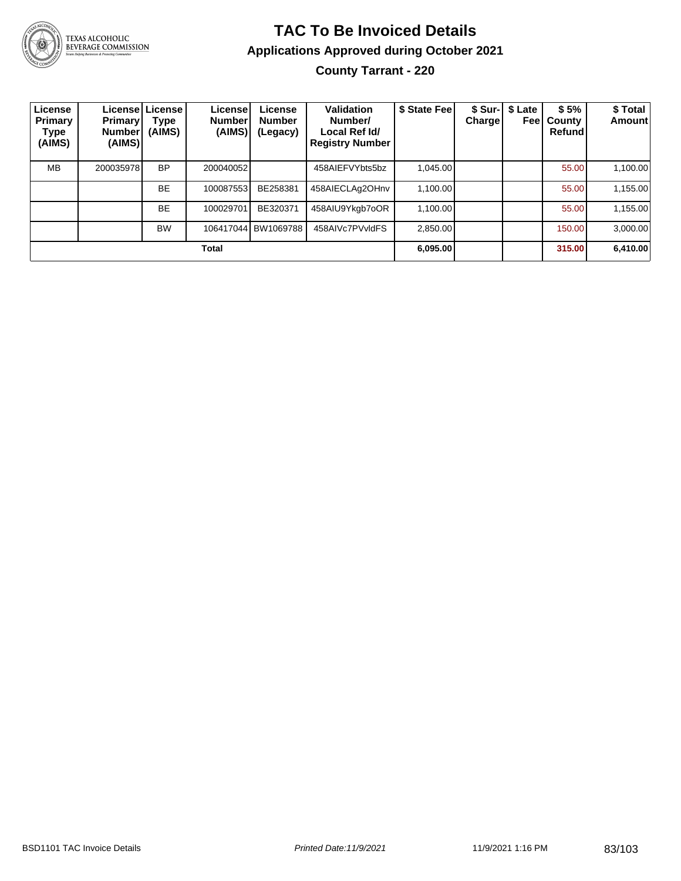# TAC To Be Invoiced Details

## Applications Approved during October 2021

### County Tarrant - 220

| License Primary Type (AIMS) | License Primary Number (AIMS) | License Type (AIMS) | License Number (AIMS) | License Number (Legacy) | Validation Number/ Local Ref Id/ Registry Number | $ State Fee | $ Sur-Charge | $ Late Fee | $ 5% County Refund | $ Total Amount |
|---|---|---|---|---|---|---|---|---|---|---|
| MB | 200035978 | BP | 200040052 | | 458AIEFVYbts5bz | 1,045.00 | | | 55.00 | 1,100.00 |
| | | BE | 100087553 | BE258381 | 458AIECLAg2OHnv | 1,100.00 | | | 55.00 | 1,155.00 |
| | | BE | 100029701 | BE320371 | 458AIU9Ykgb7oOR | 1,100.00 | | | 55.00 | 1,155.00 |
| | | BW | 106417044 | BW1069788 | 458AIVc7PVvldFS | 2,850.00 | | | 150.00 | 3,000.00 |
| **Total** | | | | | | **6,095.00** | | | **315.00** | **6,410.00** |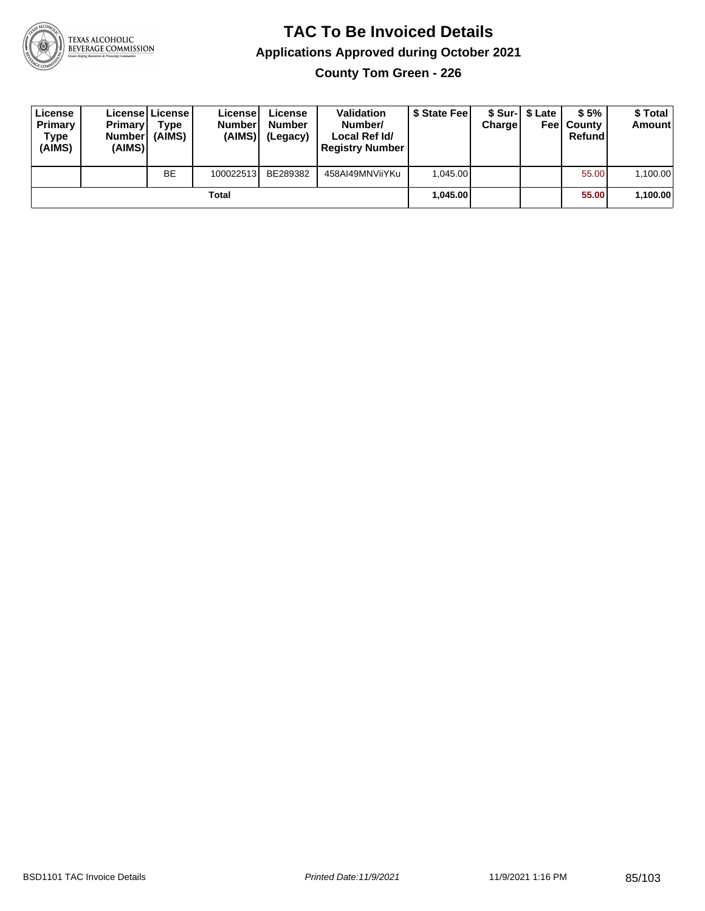# TAC To Be Invoiced Details

## Applications Approved during October 2021

### County Tom Green - 226

| License Primary Type (AIMS) | License Primary Number (AIMS) | License Type (AIMS) | License Number (AIMS) | License Number (Legacy) | Validation Number/ Local Ref Id/ Registry Number | $ State Fee | $ Sur-Charge | $ Late Fee | $ 5% County Refund | $ Total Amount |
|---|---|---|---|---|---|---|---|---|---|---|
| | | BE | 100022513 | BE289382 | 458AI49MNViiYKu | 1,045.00 | | | 55.00 | 1,100.00 |
| | | | Total | | | **1,045.00** | | | **55.00** | **1,100.00** |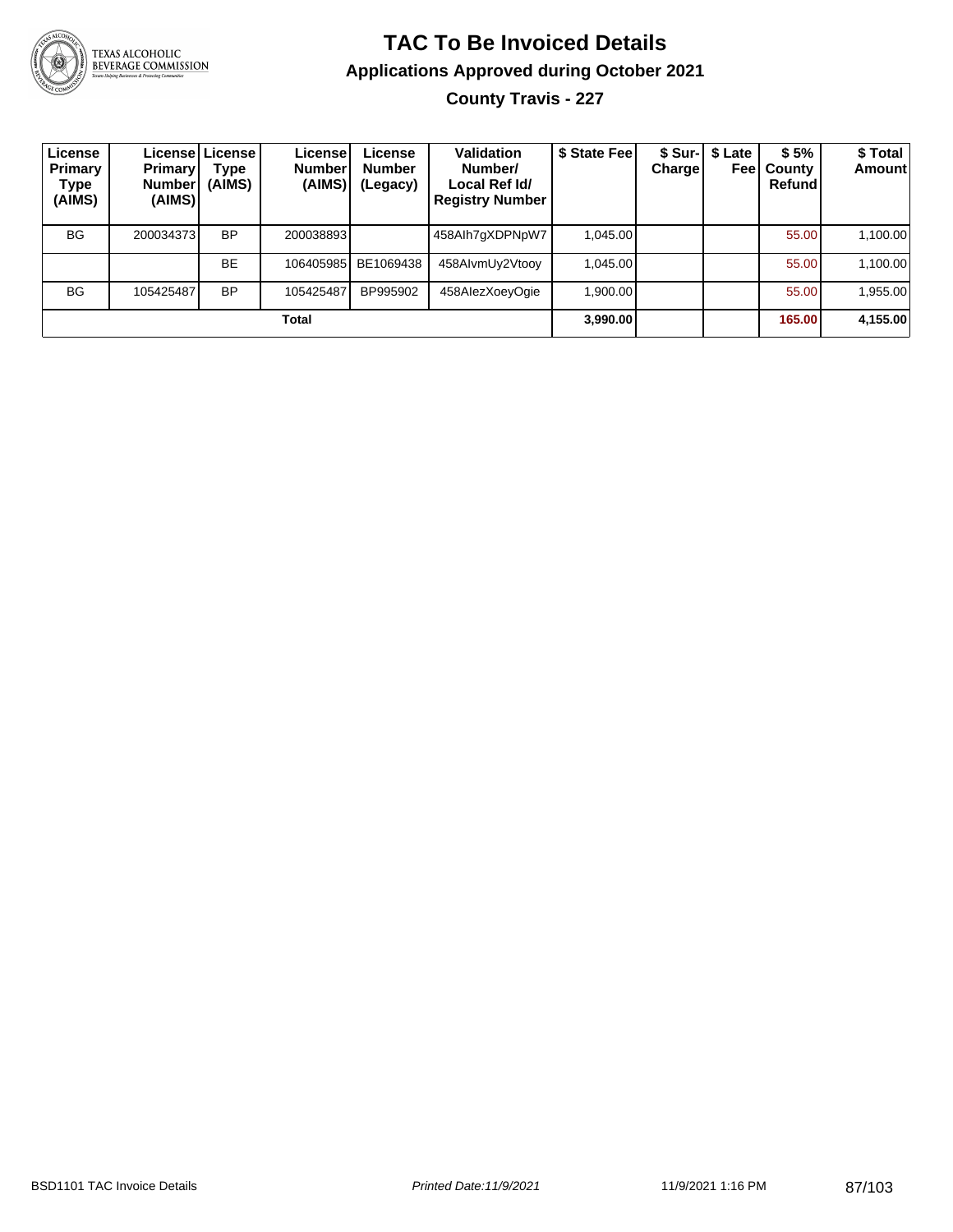# TAC To Be Invoiced Details

## Applications Approved during October 2021

### County Travis - 227

| License Primary Type (AIMS) | License Primary Number (AIMS) | License Type (AIMS) | License Number (AIMS) | License Number (Legacy) | Validation Number/ Local Ref Id/ Registry Number | $ State Fee | $ Sur-Charge | $ Late Fee | $ 5% County Refund | $ Total Amount |
|---|---|---|---|---|---|---|---|---|---|---|
| BG | 200034373 | BP | 200038893 | | 458AIh7gXDPNpW7 | 1,045.00 | | | 55.00 | 1,100.00 |
| | | BE | 106405985 | BE1069438 | 458AIvmUy2Vtooy | 1,045.00 | | | 55.00 | 1,100.00 |
| BG | 105425487 | BP | 105425487 | BP995902 | 458AIezXoeyOgie | 1,900.00 | | | 55.00 | 1,955.00 |
| | | | **Total** | | | **3,990.00** | | | **165.00** | **4,155.00** |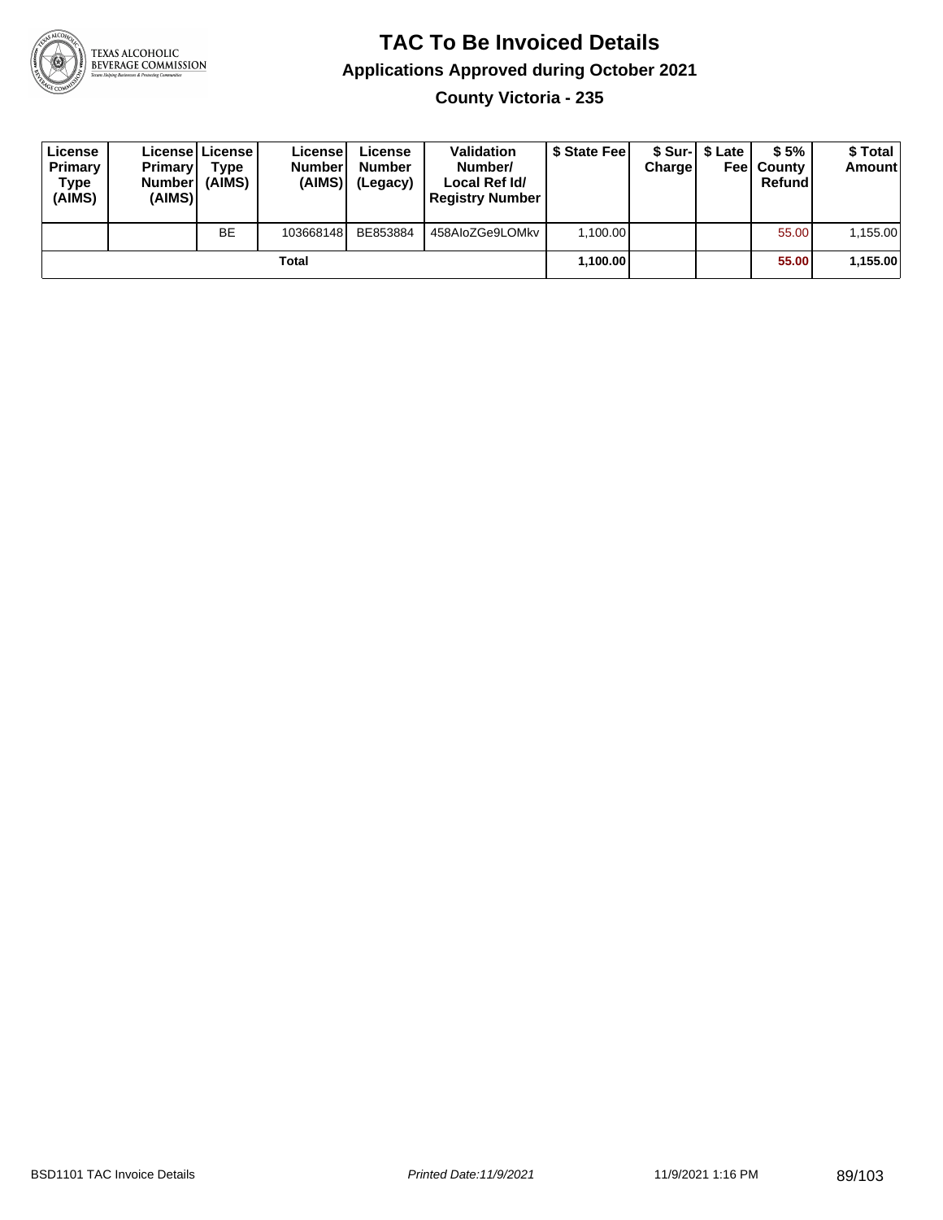# TAC To Be Invoiced Details

## Applications Approved during October 2021

### County Victoria - 235

| License Primary Type (AIMS) | License Primary Number (AIMS) | License Type (AIMS) | License Number (AIMS) | License Number (Legacy) | Validation Number/ Local Ref Id/ Registry Number | $ State Fee | $ Sur-Charge | $ Late Fee | $ 5% County Refund | $ Total Amount |
|---|---|---|---|---|---|---|---|---|---|---|
| | | BE | 103668148 | BE853884 | 458AIoZGe9LOMkv | 1,100.00 | | | 55.00 | 1,155.00 |
| | | | Total | | | **1,100.00** | | | **55.00** | **1,155.00** |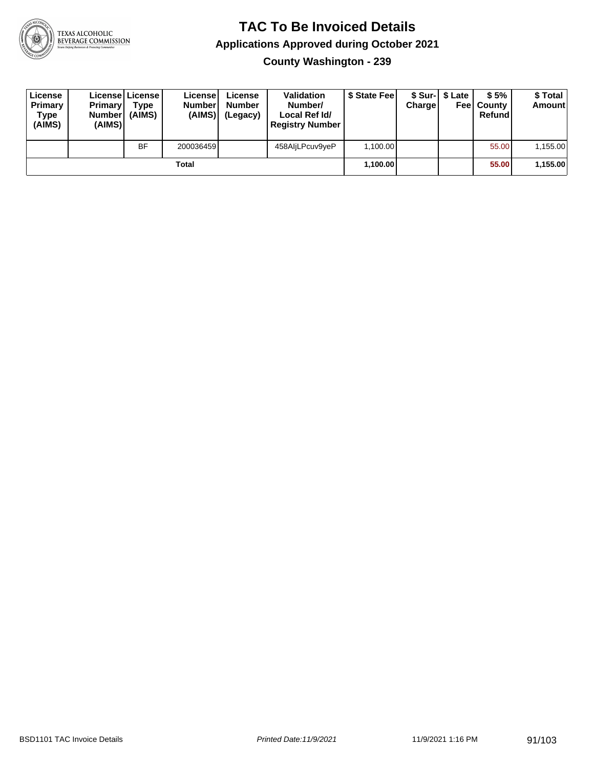# TAC To Be Invoiced Details

## Applications Approved during October 2021

### County Washington - 239

| License Primary Type (AIMS) | License Primary Number (AIMS) | License Type (AIMS) | License Number (AIMS) | License Number (Legacy) | Validation Number/ Local Ref Id/ Registry Number | $ State Fee | $ Sur-Charge | $ Late Fee | $ 5% County Refund | $ Total Amount |
|---|---|---|---|---|---|---|---|---|---|---|
| | | BF | 200036459 | | 458AIjLPcuv9yeP | 1,100.00 | | | 55.00 | 1,155.00 |
| | | | Total | | | **1,100.00** | | | **55.00** | **1,155.00** |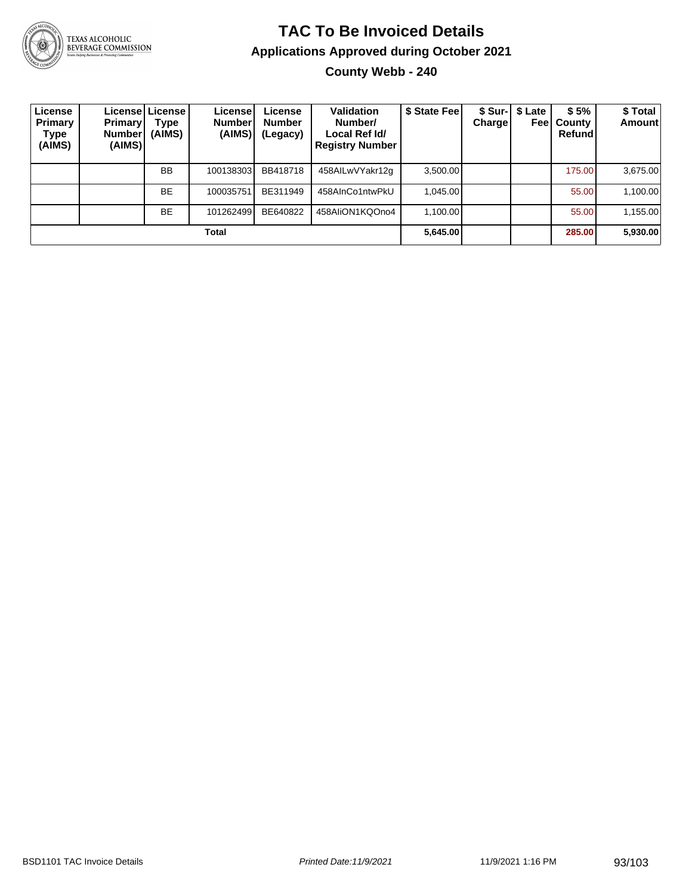# TAC To Be Invoiced Details

## Applications Approved during October 2021

### County Webb - 240

| License Primary Type (AIMS) | License Primary Number (AIMS) | License Type (AIMS) | License Number (AIMS) | License Number (Legacy) | Validation Number/ Local Ref Id/ Registry Number | $ State Fee | $ Sur-Charge | $ Late Fee | $ 5% County Refund | $ Total Amount |
|---|---|---|---|---|---|---|---|---|---|---|
| | | BB | 100138303 | BB418718 | 458AILwVYakr12g | 3,500.00 | | | 175.00 | 3,675.00 |
| | | BE | 100035751 | BE311949 | 458AInCo1ntwPkU | 1,045.00 | | | 55.00 | 1,100.00 |
| | | BE | 101262499 | BE640822 | 458AIiON1KQOno4 | 1,100.00 | | | 55.00 | 1,155.00 |
| | | | **Total** | | | **5,645.00** | | | **285.00** | **5,930.00** |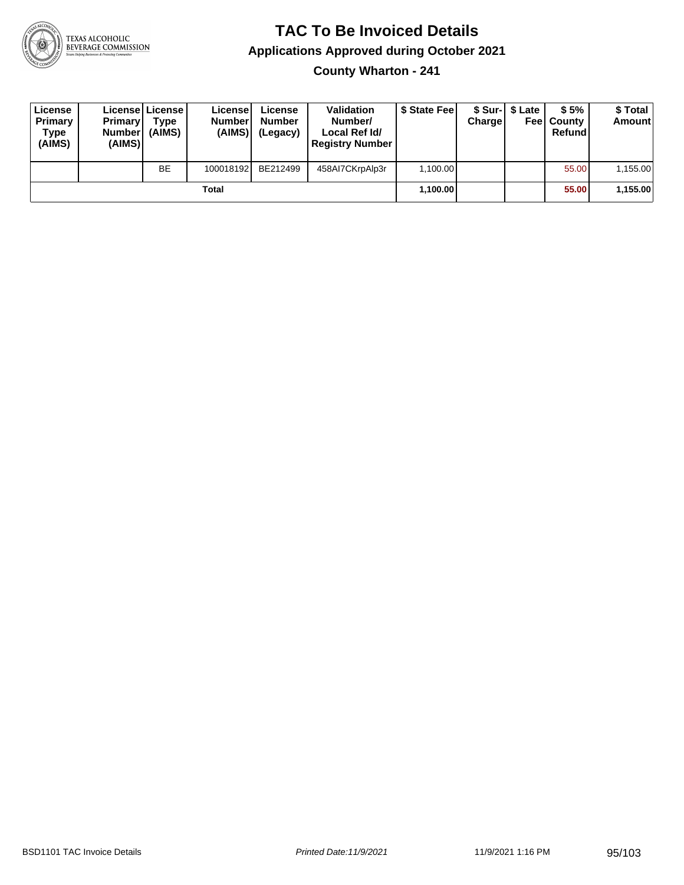# TAC To Be Invoiced Details

## Applications Approved during October 2021

### County Wharton - 241

| License Primary Type (AIMS) | License Primary Number (AIMS) | License Type (AIMS) | License Number (AIMS) | License Number (Legacy) | Validation Number/ Local Ref Id/ Registry Number | $ State Fee | $ Sur-Charge | $ Late Fee | $ 5% County Refund | $ Total Amount |
|---|---|---|---|---|---|---|---|---|---|---|
| | | BE | 100018192 | BE212499 | 458AI7CKrpAlp3r | 1,100.00 | | | 55.00 | 1,155.00 |
| | | | Total | | | **1,100.00** | | | **55.00** | **1,155.00** |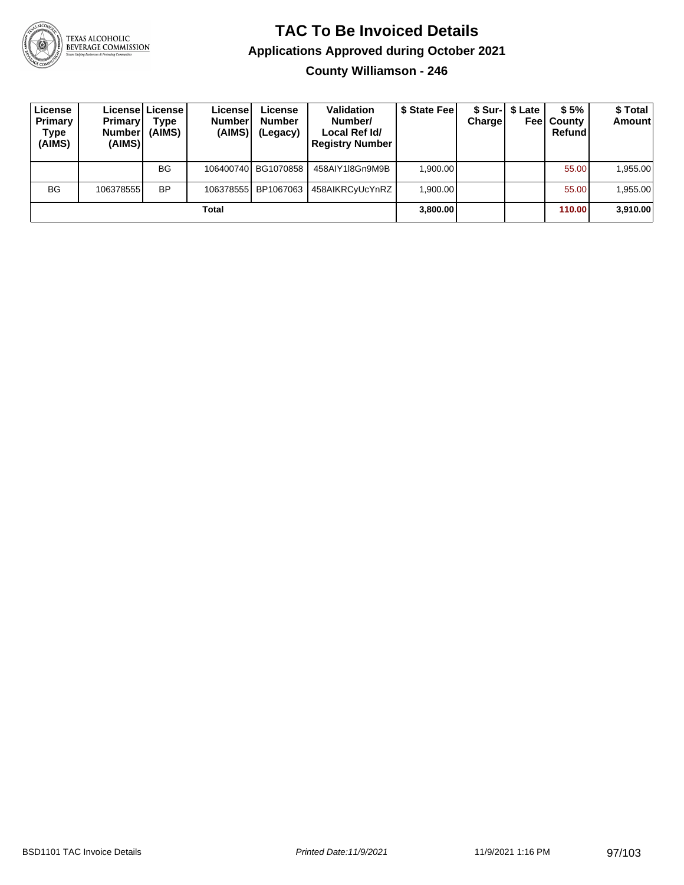# TAC To Be Invoiced Details

## Applications Approved during October 2021

### County Williamson - 246

| License Primary Type (AIMS) | License Primary Number (AIMS) | License Type (AIMS) | License Number (AIMS) | License Number (Legacy) | Validation Number/ Local Ref Id/ Registry Number | $ State Fee | $ Sur-Charge | $ Late Fee | $ 5% County Refund | $ Total Amount |
|---|---|---|---|---|---|---|---|---|---|---|
| | | BG | 106400740 | BG1070858 | 458AIY1l8Gn9M9B | 1,900.00 | | | 55.00 | 1,955.00 |
| BG | 106378555 | BP | 106378555 | BP1067063 | 458AIKRCyUcYnRZ | 1,900.00 | | | 55.00 | 1,955.00 |
| | | | **Total** | | | **3,800.00** | | | **110.00** | **3,910.00** |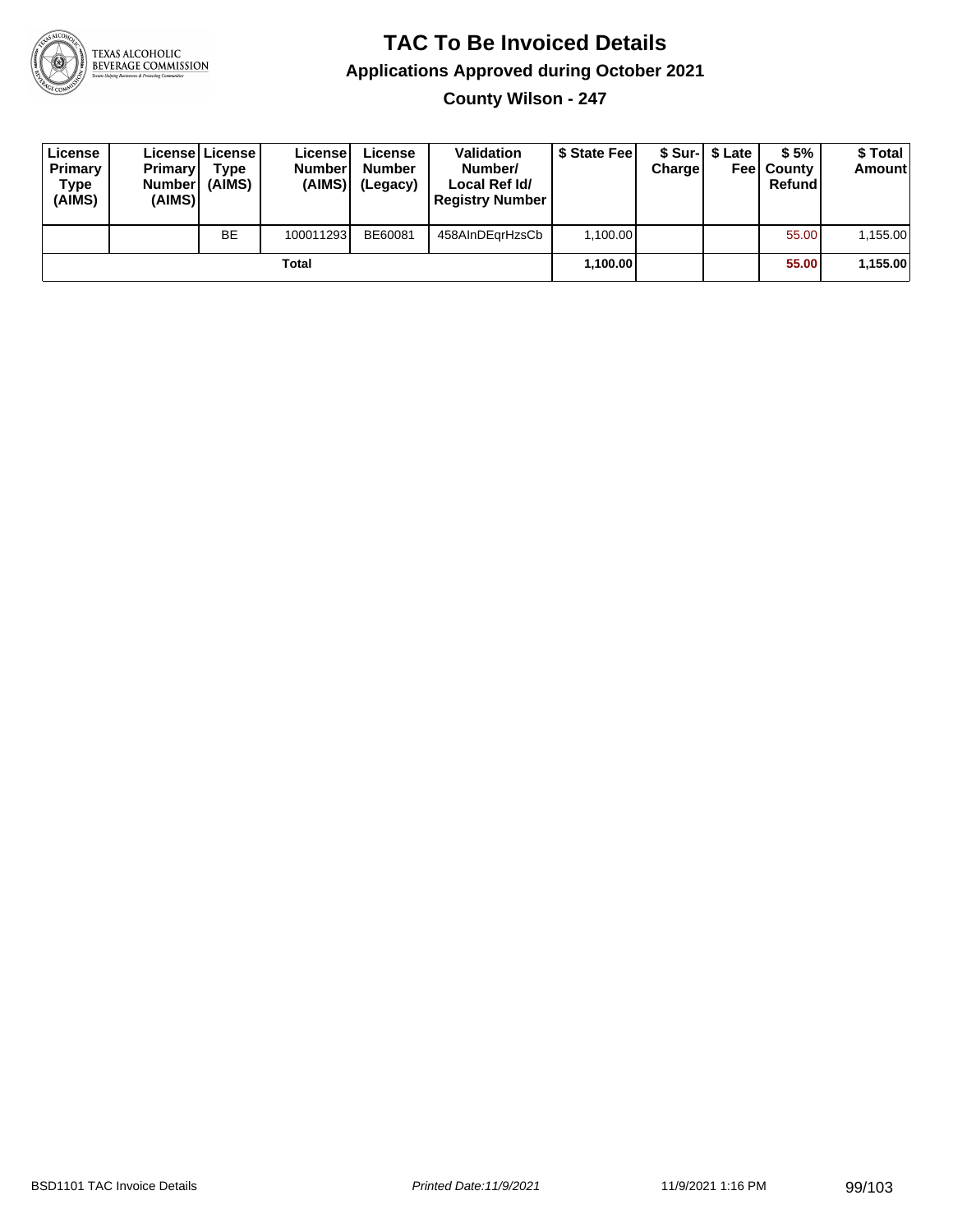# TAC To Be Invoiced Details

## Applications Approved during October 2021

### County Wilson - 247

| License Primary Type (AIMS) | License Primary Number (AIMS) | License Type (AIMS) | License Number (AIMS) | License Number (Legacy) | Validation Number/ Local Ref Id/ Registry Number | $ State Fee | $ Sur-Charge | $ Late Fee | $ 5% County Refund | $ Total Amount |
|---|---|---|---|---|---|---|---|---|---|---|
| | | BE | 100011293 | BE60081 | 458AInDEqrHzsCb | 1,100.00 | | | 55.00 | 1,155.00 |
| | | | Total | | | 1,100.00 | | | 55.00 | 1,155.00 |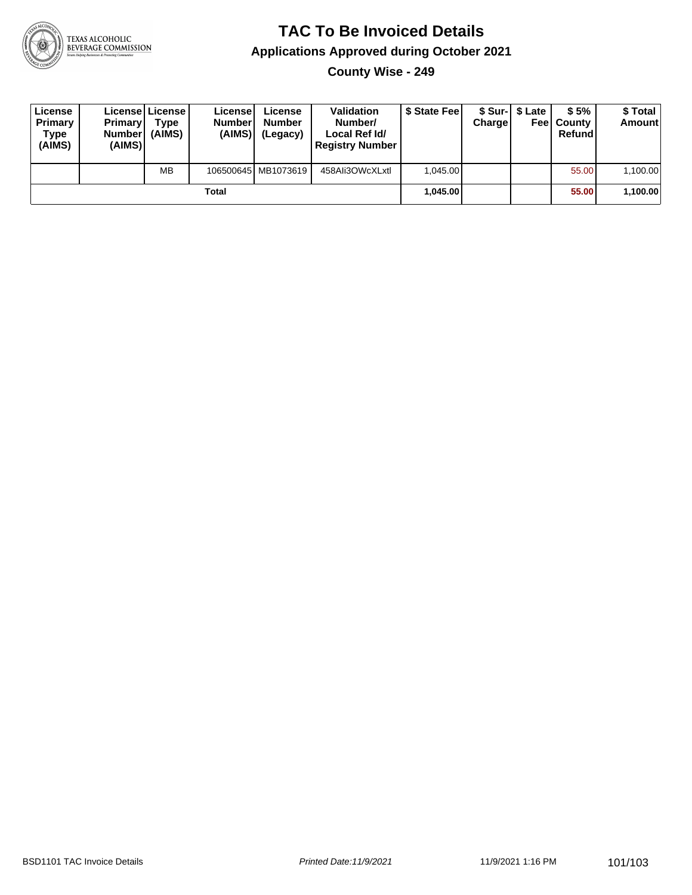# TAC To Be Invoiced Details

## Applications Approved during October 2021

### County Wise - 249

| License Primary Type (AIMS) | License Primary Number (AIMS) | License Type (AIMS) | License Number (AIMS) | License Number (Legacy) | Validation Number/ Local Ref Id/ Registry Number | $ State Fee | $ Sur-Charge | $ Late Fee | $ 5% County Refund | $ Total Amount |
|---|---|---|---|---|---|---|---|---|---|---|
| | | MB | 106500645 | MB1073619 | 458AIi3OWcXLxtl | 1,045.00 | | | 55.00 | 1,100.00 |
| | | | Total | | | **1,045.00** | | | **55.00** | **1,100.00** |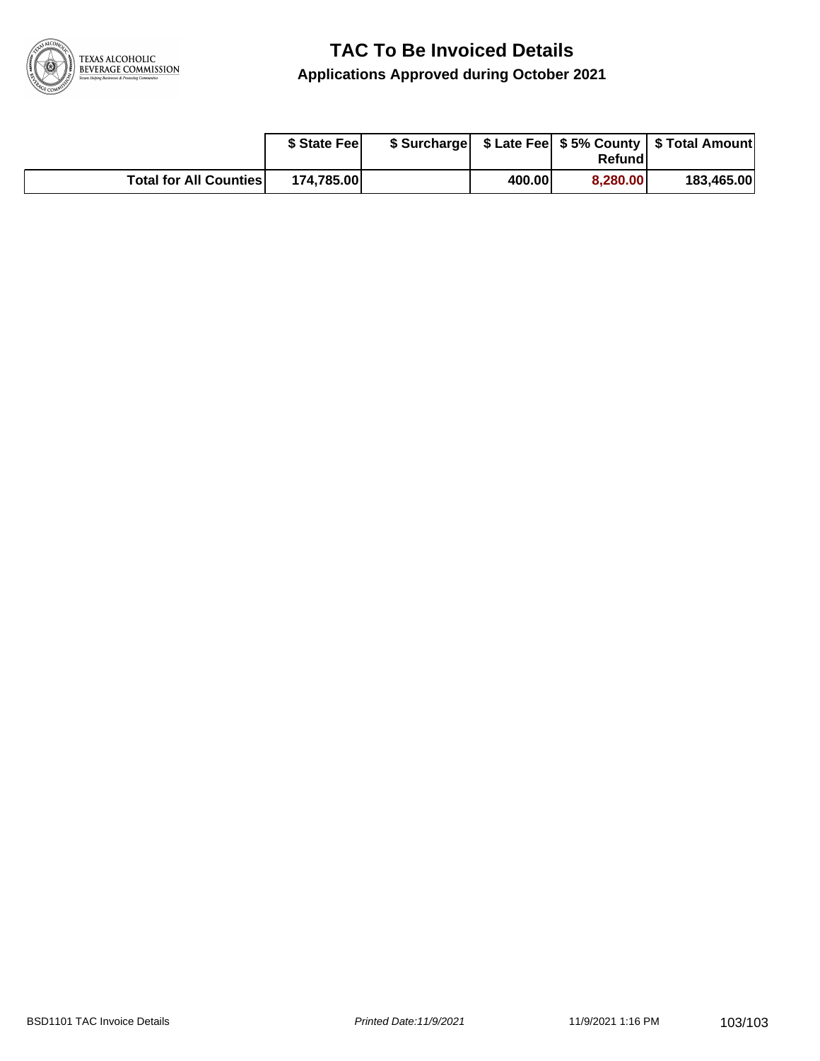# TAC To Be Invoiced Details

## Applications Approved during October 2021

| | \$ State Fee | \$ Surcharge | \$ Late Fee | \$ 5% County Refund | \$ Total Amount |
|---|---|---|---|---|---|
| **Total for All Counties** | 174,785.00 | | 400.00 | 8,280.00 | 183,465.00 |